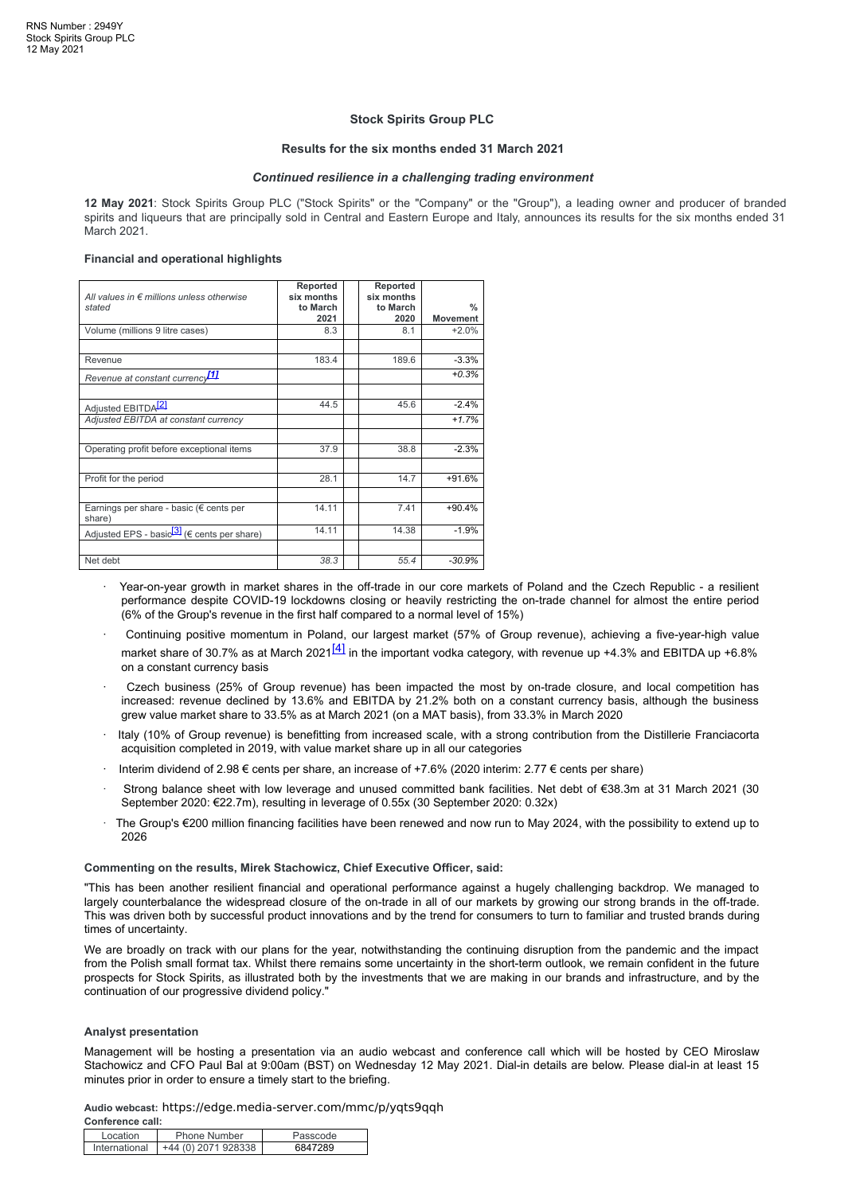RNS Number : 2949Y
Stock Spirits Group PLC
12 May 2021

## Stock Spirits Group PLC

### Results for the six months ended 31 March 2021

***Continued resilience in a challenging trading environment***

**12 May 2021**: Stock Spirits Group PLC ("Stock Spirits" or the "Company" or the "Group"), a leading owner and producer of branded spirits and liqueurs that are principally sold in Central and Eastern Europe and Italy, announces its results for the six months ended 31 March 2021.

**Financial and operational highlights**

| *All values in € millions unless otherwise stated* | **Reported six months to March 2021** | | **Reported six months to March 2020** | **% Movement** |
|---|---|---|---|---|
| Volume (millions 9 litre cases) | 8.3 | | 8.1 | +2.0% |
| | | | | |
| Revenue | 183.4 | | 189.6 | -3.3% |
| *Revenue at constant currency[1]* | | | | *+0.3%* |
| | | | | |
| Adjusted EBITDA[2] | 44.5 | | 45.6 | -2.4% |
| *Adjusted EBITDA at constant currency* | | | | *+1.7%* |
| | | | | |
| Operating profit before exceptional items | 37.9 | | 38.8 | -2.3% |
| | | | | |
| Profit for the period | 28.1 | | 14.7 | +91.6% |
| | | | | |
| Earnings per share - basic (€ cents per share) | 14.11 | | 7.41 | +90.4% |
| Adjusted EPS - basic[3] (€ cents per share) | 14.11 | | 14.38 | -1.9% |
| | | | | |
| Net debt | *38.3* | | *55.4* | *-30.9%* |

- Year-on-year growth in market shares in the off-trade in our core markets of Poland and the Czech Republic - a resilient performance despite COVID-19 lockdowns closing or heavily restricting the on-trade channel for almost the entire period (6% of the Group's revenue in the first half compared to a normal level of 15%)
- Continuing positive momentum in Poland, our largest market (57% of Group revenue), achieving a five-year-high value market share of 30.7% as at March 2021[4] in the important vodka category, with revenue up +4.3% and EBITDA up +6.8% on a constant currency basis
- Czech business (25% of Group revenue) has been impacted the most by on-trade closure, and local competition has increased: revenue declined by 13.6% and EBITDA by 21.2% both on a constant currency basis, although the business grew value market share to 33.5% as at March 2021 (on a MAT basis), from 33.3% in March 2020
- Italy (10% of Group revenue) is benefitting from increased scale, with a strong contribution from the Distillerie Franciacorta acquisition completed in 2019, with value market share up in all our categories
- Interim dividend of 2.98 € cents per share, an increase of +7.6% (2020 interim: 2.77 € cents per share)
- Strong balance sheet with low leverage and unused committed bank facilities. Net debt of €38.3m at 31 March 2021 (30 September 2020: €22.7m), resulting in leverage of 0.55x (30 September 2020: 0.32x)
- The Group's €200 million financing facilities have been renewed and now run to May 2024, with the possibility to extend up to 2026

**Commenting on the results, Mirek Stachowicz, Chief Executive Officer, said:**

"This has been another resilient financial and operational performance against a hugely challenging backdrop. We managed to largely counterbalance the widespread closure of the on-trade in all of our markets by growing our strong brands in the off-trade. This was driven both by successful product innovations and by the trend for consumers to turn to familiar and trusted brands during times of uncertainty.

We are broadly on track with our plans for the year, notwithstanding the continuing disruption from the pandemic and the impact from the Polish small format tax. Whilst there remains some uncertainty in the short-term outlook, we remain confident in the future prospects for Stock Spirits, as illustrated both by the investments that we are making in our brands and infrastructure, and by the continuation of our progressive dividend policy."

**Analyst presentation**

Management will be hosting a presentation via an audio webcast and conference call which will be hosted by CEO Miroslaw Stachowicz and CFO Paul Bal at 9:00am (BST) on Wednesday 12 May 2021. Dial-in details are below. Please dial-in at least 15 minutes prior in order to ensure a timely start to the briefing.

**Audio webcast:** https://edge.media-server.com/mmc/p/yqts9qqh

**Conference call:**

| Location | Phone Number | Passcode |
|---|---|---|
| International | +44 (0) 2071 928338 | 6847289 |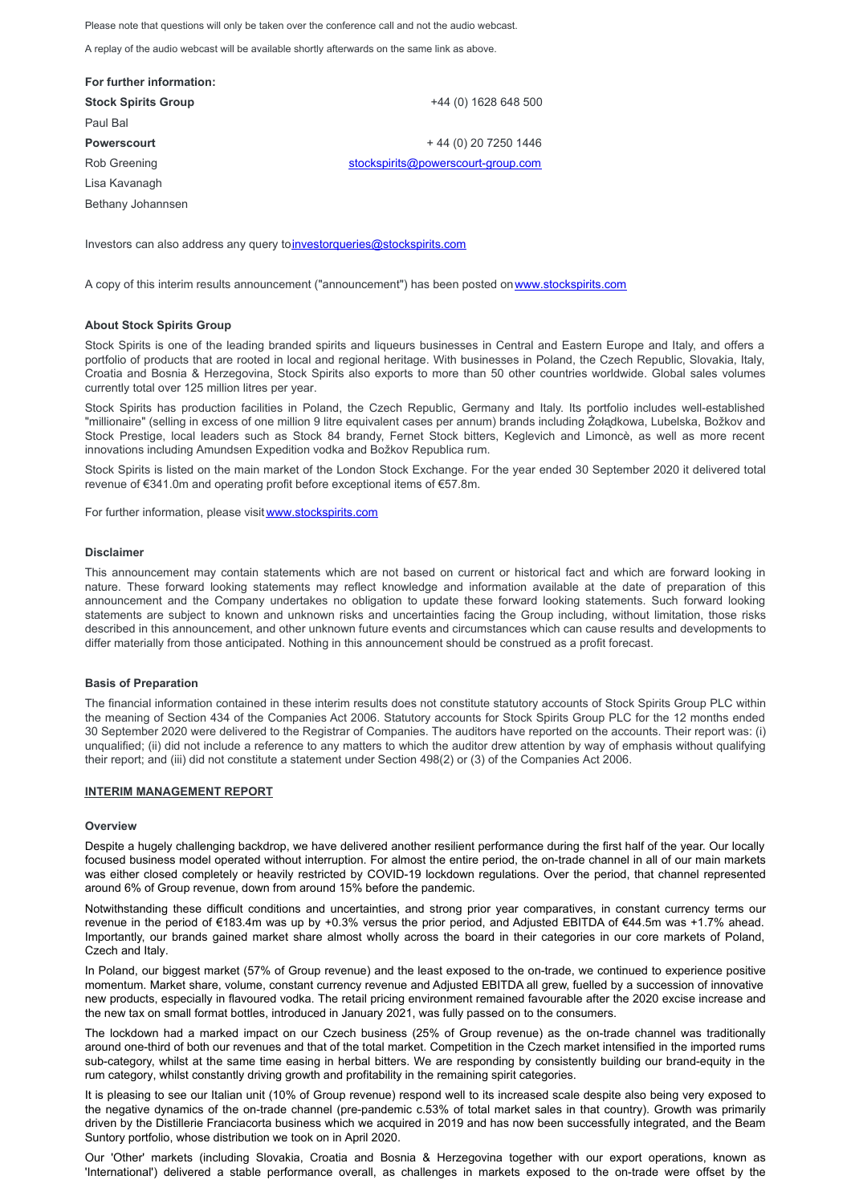Please note that questions will only be taken over the conference call and not the audio webcast.

A replay of the audio webcast will be available shortly afterwards on the same link as above.

**For further information:**

| | |
|---|---|
| **Stock Spirits Group** | +44 (0) 1628 648 500 |
| Paul Bal | |
| **Powerscourt** | + 44 (0) 20 7250 1446 |
| Rob Greening | stockspirits@powerscourt-group.com |
| Lisa Kavanagh | |
| Bethany Johannsen | |

Investors can also address any query to investorqueries@stockspirits.com

A copy of this interim results announcement ("announcement") has been posted on www.stockspirits.com

**About Stock Spirits Group**

Stock Spirits is one of the leading branded spirits and liqueurs businesses in Central and Eastern Europe and Italy, and offers a portfolio of products that are rooted in local and regional heritage. With businesses in Poland, the Czech Republic, Slovakia, Italy, Croatia and Bosnia & Herzegovina, Stock Spirits also exports to more than 50 other countries worldwide. Global sales volumes currently total over 125 million litres per year.

Stock Spirits has production facilities in Poland, the Czech Republic, Germany and Italy. Its portfolio includes well-established "millionaire" (selling in excess of one million 9 litre equivalent cases per annum) brands including Żołądkowa, Lubelska, Božkov and Stock Prestige, local leaders such as Stock 84 brandy, Fernet Stock bitters, Keglevich and Limoncè, as well as more recent innovations including Amundsen Expedition vodka and Božkov Republica rum.

Stock Spirits is listed on the main market of the London Stock Exchange. For the year ended 30 September 2020 it delivered total revenue of €341.0m and operating profit before exceptional items of €57.8m.

For further information, please visit www.stockspirits.com

**Disclaimer**

This announcement may contain statements which are not based on current or historical fact and which are forward looking in nature. These forward looking statements may reflect knowledge and information available at the date of preparation of this announcement and the Company undertakes no obligation to update these forward looking statements. Such forward looking statements are subject to known and unknown risks and uncertainties facing the Group including, without limitation, those risks described in this announcement, and other unknown future events and circumstances which can cause results and developments to differ materially from those anticipated. Nothing in this announcement should be construed as a profit forecast.

**Basis of Preparation**

The financial information contained in these interim results does not constitute statutory accounts of Stock Spirits Group PLC within the meaning of Section 434 of the Companies Act 2006. Statutory accounts for Stock Spirits Group PLC for the 12 months ended 30 September 2020 were delivered to the Registrar of Companies. The auditors have reported on the accounts. Their report was: (i) unqualified; (ii) did not include a reference to any matters to which the auditor drew attention by way of emphasis without qualifying their report; and (iii) did not constitute a statement under Section 498(2) or (3) of the Companies Act 2006.

## INTERIM MANAGEMENT REPORT

**Overview**

Despite a hugely challenging backdrop, we have delivered another resilient performance during the first half of the year. Our locally focused business model operated without interruption. For almost the entire period, the on-trade channel in all of our main markets was either closed completely or heavily restricted by COVID-19 lockdown regulations. Over the period, that channel represented around 6% of Group revenue, down from around 15% before the pandemic.

Notwithstanding these difficult conditions and uncertainties, and strong prior year comparatives, in constant currency terms our revenue in the period of €183.4m was up by +0.3% versus the prior period, and Adjusted EBITDA of €44.5m was +1.7% ahead. Importantly, our brands gained market share almost wholly across the board in their categories in our core markets of Poland, Czech and Italy.

In Poland, our biggest market (57% of Group revenue) and the least exposed to the on-trade, we continued to experience positive momentum. Market share, volume, constant currency revenue and Adjusted EBITDA all grew, fuelled by a succession of innovative new products, especially in flavoured vodka. The retail pricing environment remained favourable after the 2020 excise increase and the new tax on small format bottles, introduced in January 2021, was fully passed on to the consumers.

The lockdown had a marked impact on our Czech business (25% of Group revenue) as the on-trade channel was traditionally around one-third of both our revenues and that of the total market. Competition in the Czech market intensified in the imported rums sub-category, whilst at the same time easing in herbal bitters. We are responding by consistently building our brand-equity in the rum category, whilst constantly driving growth and profitability in the remaining spirit categories.

It is pleasing to see our Italian unit (10% of Group revenue) respond well to its increased scale despite also being very exposed to the negative dynamics of the on-trade channel (pre-pandemic c.53% of total market sales in that country). Growth was primarily driven by the Distillerie Franciacorta business which we acquired in 2019 and has now been successfully integrated, and the Beam Suntory portfolio, whose distribution we took on in April 2020.

Our 'Other' markets (including Slovakia, Croatia and Bosnia & Herzegovina together with our export operations, known as 'International') delivered a stable performance overall, as challenges in markets exposed to the on-trade were offset by the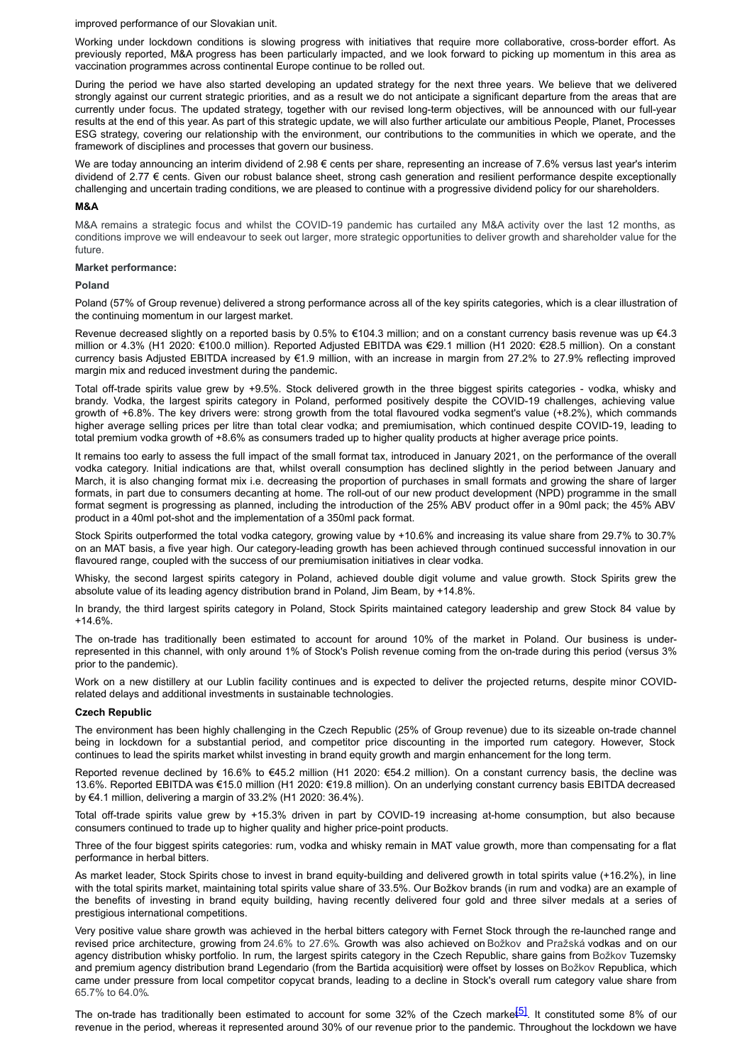improved performance of our Slovakian unit.

Working under lockdown conditions is slowing progress with initiatives that require more collaborative, cross-border effort. As previously reported, M&A progress has been particularly impacted, and we look forward to picking up momentum in this area as vaccination programmes across continental Europe continue to be rolled out.

During the period we have also started developing an updated strategy for the next three years. We believe that we delivered strongly against our current strategic priorities, and as a result we do not anticipate a significant departure from the areas that are currently under focus. The updated strategy, together with our revised long-term objectives, will be announced with our full-year results at the end of this year. As part of this strategic update, we will also further articulate our ambitious People, Planet, Processes ESG strategy, covering our relationship with the environment, our contributions to the communities in which we operate, and the framework of disciplines and processes that govern our business.

We are today announcing an interim dividend of 2.98 € cents per share, representing an increase of 7.6% versus last year's interim dividend of 2.77 € cents. Given our robust balance sheet, strong cash generation and resilient performance despite exceptionally challenging and uncertain trading conditions, we are pleased to continue with a progressive dividend policy for our shareholders.

**M&A**

M&A remains a strategic focus and whilst the COVID-19 pandemic has curtailed any M&A activity over the last 12 months, as conditions improve we will endeavour to seek out larger, more strategic opportunities to deliver growth and shareholder value for the future.

**Market performance:**

**Poland**

Poland (57% of Group revenue) delivered a strong performance across all of the key spirits categories, which is a clear illustration of the continuing momentum in our largest market.

Revenue decreased slightly on a reported basis by 0.5% to €104.3 million; and on a constant currency basis revenue was up €4.3 million or 4.3% (H1 2020: €100.0 million). Reported Adjusted EBITDA was €29.1 million (H1 2020: €28.5 million). On a constant currency basis Adjusted EBITDA increased by €1.9 million, with an increase in margin from 27.2% to 27.9% reflecting improved margin mix and reduced investment during the pandemic.

Total off-trade spirits value grew by +9.5%. Stock delivered growth in the three biggest spirits categories - vodka, whisky and brandy. Vodka, the largest spirits category in Poland, performed positively despite the COVID-19 challenges, achieving value growth of +6.8%. The key drivers were: strong growth from the total flavoured vodka segment's value (+8.2%), which commands higher average selling prices per litre than total clear vodka; and premiumisation, which continued despite COVID-19, leading to total premium vodka growth of +8.6% as consumers traded up to higher quality products at higher average price points.

It remains too early to assess the full impact of the small format tax, introduced in January 2021, on the performance of the overall vodka category. Initial indications are that, whilst overall consumption has declined slightly in the period between January and March, it is also changing format mix i.e. decreasing the proportion of purchases in small formats and growing the share of larger formats, in part due to consumers decanting at home. The roll-out of our new product development (NPD) programme in the small format segment is progressing as planned, including the introduction of the 25% ABV product offer in a 90ml pack; the 45% ABV product in a 40ml pot-shot and the implementation of a 350ml pack format.

Stock Spirits outperformed the total vodka category, growing value by +10.6% and increasing its value share from 29.7% to 30.7% on an MAT basis, a five year high. Our category-leading growth has been achieved through continued successful innovation in our flavoured range, coupled with the success of our premiumisation initiatives in clear vodka.

Whisky, the second largest spirits category in Poland, achieved double digit volume and value growth. Stock Spirits grew the absolute value of its leading agency distribution brand in Poland, Jim Beam, by +14.8%.

In brandy, the third largest spirits category in Poland, Stock Spirits maintained category leadership and grew Stock 84 value by +14.6%.

The on-trade has traditionally been estimated to account for around 10% of the market in Poland. Our business is under-represented in this channel, with only around 1% of Stock's Polish revenue coming from the on-trade during this period (versus 3% prior to the pandemic).

Work on a new distillery at our Lublin facility continues and is expected to deliver the projected returns, despite minor COVID-related delays and additional investments in sustainable technologies.

**Czech Republic**

The environment has been highly challenging in the Czech Republic (25% of Group revenue) due to its sizeable on-trade channel being in lockdown for a substantial period, and competitor price discounting in the imported rum category. However, Stock continues to lead the spirits market whilst investing in brand equity growth and margin enhancement for the long term.

Reported revenue declined by 16.6% to €45.2 million (H1 2020: €54.2 million). On a constant currency basis, the decline was 13.6%. Reported EBITDA was €15.0 million (H1 2020: €19.8 million). On an underlying constant currency basis EBITDA decreased by €4.1 million, delivering a margin of 33.2% (H1 2020: 36.4%).

Total off-trade spirits value grew by +15.3% driven in part by COVID-19 increasing at-home consumption, but also because consumers continued to trade up to higher quality and higher price-point products.

Three of the four biggest spirits categories: rum, vodka and whisky remain in MAT value growth, more than compensating for a flat performance in herbal bitters.

As market leader, Stock Spirits chose to invest in brand equity-building and delivered growth in total spirits value (+16.2%), in line with the total spirits market, maintaining total spirits value share of 33.5%. Our Božkov brands (in rum and vodka) are an example of the benefits of investing in brand equity building, having recently delivered four gold and three silver medals at a series of prestigious international competitions.

Very positive value share growth was achieved in the herbal bitters category with Fernet Stock through the re-launched range and revised price architecture, growing from 24.6% to 27.6%. Growth was also achieved on Božkov and Pražská vodkas and on our agency distribution whisky portfolio. In rum, the largest spirits category in the Czech Republic, share gains from Božkov Tuzemsky and premium agency distribution brand Legendario (from the Bartida acquisition) were offset by losses on Božkov Republica, which came under pressure from local competitor copycat brands, leading to a decline in Stock's overall rum category value share from 65.7% to 64.0%.

The on-trade has traditionally been estimated to account for some 32% of the Czech market[5]. It constituted some 8% of our revenue in the period, whereas it represented around 30% of our revenue prior to the pandemic. Throughout the lockdown we have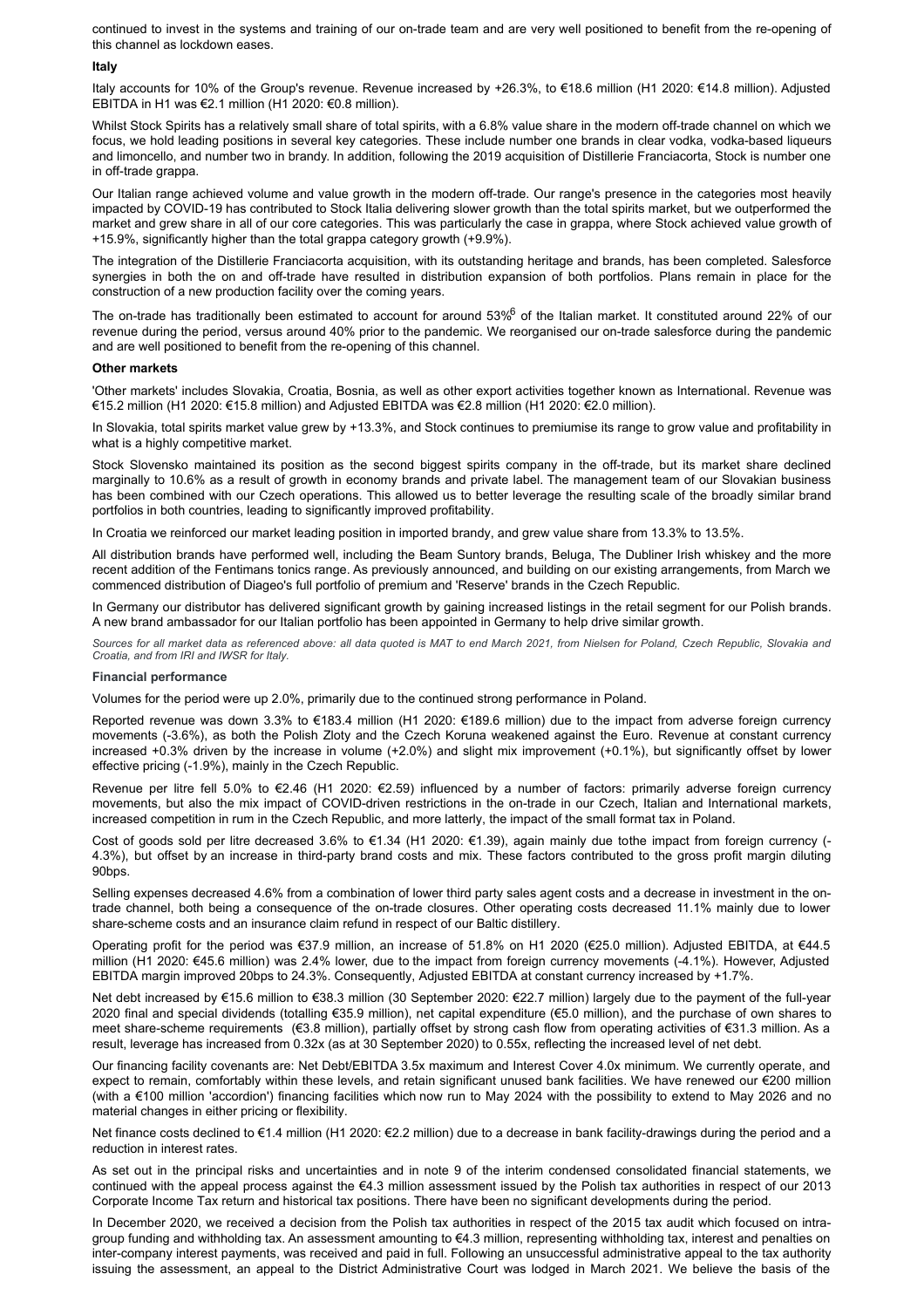continued to invest in the systems and training of our on-trade team and are very well positioned to benefit from the re-opening of this channel as lockdown eases.

**Italy**

Italy accounts for 10% of the Group's revenue. Revenue increased by +26.3%, to €18.6 million (H1 2020: €14.8 million). Adjusted EBITDA in H1 was €2.1 million (H1 2020: €0.8 million).

Whilst Stock Spirits has a relatively small share of total spirits, with a 6.8% value share in the modern off-trade channel on which we focus, we hold leading positions in several key categories. These include number one brands in clear vodka, vodka-based liqueurs and limoncello, and number two in brandy. In addition, following the 2019 acquisition of Distillerie Franciacorta, Stock is number one in off-trade grappa.

Our Italian range achieved volume and value growth in the modern off-trade. Our range's presence in the categories most heavily impacted by COVID-19 has contributed to Stock Italia delivering slower growth than the total spirits market, but we outperformed the market and grew share in all of our core categories. This was particularly the case in grappa, where Stock achieved value growth of +15.9%, significantly higher than the total grappa category growth (+9.9%).

The integration of the Distillerie Franciacorta acquisition, with its outstanding heritage and brands, has been completed. Salesforce synergies in both the on and off-trade have resulted in distribution expansion of both portfolios. Plans remain in place for the construction of a new production facility over the coming years.

The on-trade has traditionally been estimated to account for around 53%[6] of the Italian market. It constituted around 22% of our revenue during the period, versus around 40% prior to the pandemic. We reorganised our on-trade salesforce during the pandemic and are well positioned to benefit from the re-opening of this channel.

**Other markets**

'Other markets' includes Slovakia, Croatia, Bosnia, as well as other export activities together known as International. Revenue was €15.2 million (H1 2020: €15.8 million) and Adjusted EBITDA was €2.8 million (H1 2020: €2.0 million).

In Slovakia, total spirits market value grew by +13.3%, and Stock continues to premiumise its range to grow value and profitability in what is a highly competitive market.

Stock Slovensko maintained its position as the second biggest spirits company in the off-trade, but its market share declined marginally to 10.6% as a result of growth in economy brands and private label. The management team of our Slovakian business has been combined with our Czech operations. This allowed us to better leverage the resulting scale of the broadly similar brand portfolios in both countries, leading to significantly improved profitability.

In Croatia we reinforced our market leading position in imported brandy, and grew value share from 13.3% to 13.5%.

All distribution brands have performed well, including the Beam Suntory brands, Beluga, The Dubliner Irish whiskey and the more recent addition of the Fentimans tonics range. As previously announced, and building on our existing arrangements, from March we commenced distribution of Diageo's full portfolio of premium and 'Reserve' brands in the Czech Republic.

In Germany our distributor has delivered significant growth by gaining increased listings in the retail segment for our Polish brands. A new brand ambassador for our Italian portfolio has been appointed in Germany to help drive similar growth.

*Sources for all market data as referenced above: all data quoted is MAT to end March 2021, from Nielsen for Poland, Czech Republic, Slovakia and Croatia, and from IRI and IWSR for Italy.*

**Financial performance**

Volumes for the period were up 2.0%, primarily due to the continued strong performance in Poland.

Reported revenue was down 3.3% to €183.4 million (H1 2020: €189.6 million) due to the impact from adverse foreign currency movements (-3.6%), as both the Polish Zloty and the Czech Koruna weakened against the Euro. Revenue at constant currency increased +0.3% driven by the increase in volume (+2.0%) and slight mix improvement (+0.1%), but significantly offset by lower effective pricing (-1.9%), mainly in the Czech Republic.

Revenue per litre fell 5.0% to €2.46 (H1 2020: €2.59) influenced by a number of factors: primarily adverse foreign currency movements, but also the mix impact of COVID-driven restrictions in the on-trade in our Czech, Italian and International markets, increased competition in rum in the Czech Republic, and more latterly, the impact of the small format tax in Poland.

Cost of goods sold per litre decreased 3.6% to €1.34 (H1 2020: €1.39), again mainly due tothe impact from foreign currency (-4.3%), but offset by an increase in third-party brand costs and mix. These factors contributed to the gross profit margin diluting 90bps.

Selling expenses decreased 4.6% from a combination of lower third party sales agent costs and a decrease in investment in the on-trade channel, both being a consequence of the on-trade closures. Other operating costs decreased 11.1% mainly due to lower share-scheme costs and an insurance claim refund in respect of our Baltic distillery.

Operating profit for the period was €37.9 million, an increase of 51.8% on H1 2020 (€25.0 million). Adjusted EBITDA, at €44.5 million (H1 2020: €45.6 million) was 2.4% lower, due to the impact from foreign currency movements (-4.1%). However, Adjusted EBITDA margin improved 20bps to 24.3%. Consequently, Adjusted EBITDA at constant currency increased by +1.7%.

Net debt increased by €15.6 million to €38.3 million (30 September 2020: €22.7 million) largely due to the payment of the full-year 2020 final and special dividends (totalling €35.9 million), net capital expenditure (€5.0 million), and the purchase of own shares to meet share-scheme requirements (€3.8 million), partially offset by strong cash flow from operating activities of €31.3 million. As a result, leverage has increased from 0.32x (as at 30 September 2020) to 0.55x, reflecting the increased level of net debt.

Our financing facility covenants are: Net Debt/EBITDA 3.5x maximum and Interest Cover 4.0x minimum. We currently operate, and expect to remain, comfortably within these levels, and retain significant unused bank facilities. We have renewed our €200 million (with a €100 million 'accordion') financing facilities which now run to May 2024 with the possibility to extend to May 2026 and no material changes in either pricing or flexibility.

Net finance costs declined to €1.4 million (H1 2020: €2.2 million) due to a decrease in bank facility-drawings during the period and a reduction in interest rates.

As set out in the principal risks and uncertainties and in note 9 of the interim condensed consolidated financial statements, we continued with the appeal process against the €4.3 million assessment issued by the Polish tax authorities in respect of our 2013 Corporate Income Tax return and historical tax positions. There have been no significant developments during the period.

In December 2020, we received a decision from the Polish tax authorities in respect of the 2015 tax audit which focused on intra-group funding and withholding tax. An assessment amounting to €4.3 million, representing withholding tax, interest and penalties on inter-company interest payments, was received and paid in full. Following an unsuccessful administrative appeal to the tax authority issuing the assessment, an appeal to the District Administrative Court was lodged in March 2021. We believe the basis of the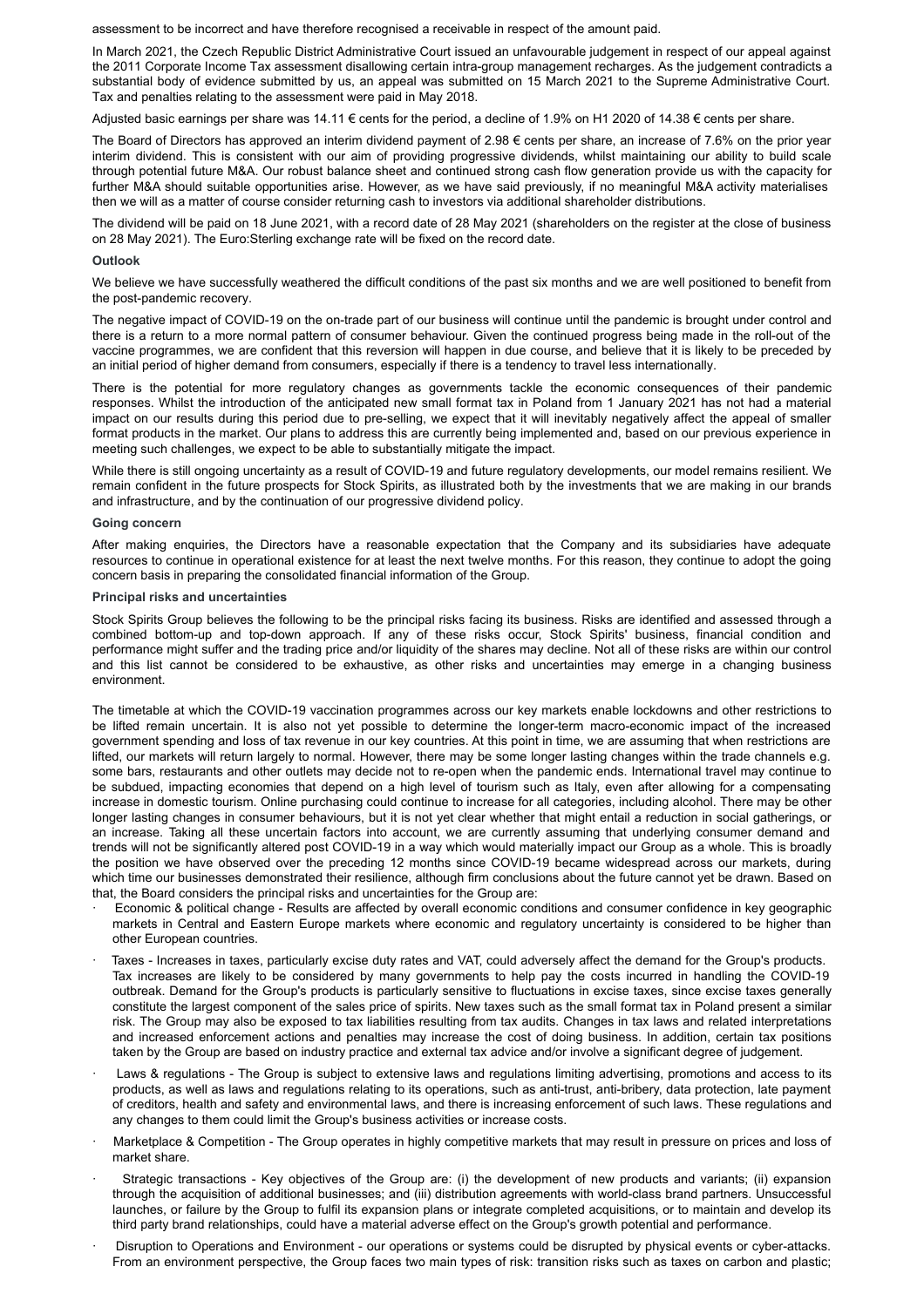assessment to be incorrect and have therefore recognised a receivable in respect of the amount paid.

In March 2021, the Czech Republic District Administrative Court issued an unfavourable judgement in respect of our appeal against the 2011 Corporate Income Tax assessment disallowing certain intra-group management recharges. As the judgement contradicts a substantial body of evidence submitted by us, an appeal was submitted on 15 March 2021 to the Supreme Administrative Court. Tax and penalties relating to the assessment were paid in May 2018.

Adjusted basic earnings per share was 14.11 € cents for the period, a decline of 1.9% on H1 2020 of 14.38 € cents per share.

The Board of Directors has approved an interim dividend payment of 2.98 € cents per share, an increase of 7.6% on the prior year interim dividend. This is consistent with our aim of providing progressive dividends, whilst maintaining our ability to build scale through potential future M&A. Our robust balance sheet and continued strong cash flow generation provide us with the capacity for further M&A should suitable opportunities arise. However, as we have said previously, if no meaningful M&A activity materialises then we will as a matter of course consider returning cash to investors via additional shareholder distributions.

The dividend will be paid on 18 June 2021, with a record date of 28 May 2021 (shareholders on the register at the close of business on 28 May 2021). The Euro:Sterling exchange rate will be fixed on the record date.

**Outlook**

We believe we have successfully weathered the difficult conditions of the past six months and we are well positioned to benefit from the post-pandemic recovery.

The negative impact of COVID-19 on the on-trade part of our business will continue until the pandemic is brought under control and there is a return to a more normal pattern of consumer behaviour. Given the continued progress being made in the roll-out of the vaccine programmes, we are confident that this reversion will happen in due course, and believe that it is likely to be preceded by an initial period of higher demand from consumers, especially if there is a tendency to travel less internationally.

There is the potential for more regulatory changes as governments tackle the economic consequences of their pandemic responses. Whilst the introduction of the anticipated new small format tax in Poland from 1 January 2021 has not had a material impact on our results during this period due to pre-selling, we expect that it will inevitably negatively affect the appeal of smaller format products in the market. Our plans to address this are currently being implemented and, based on our previous experience in meeting such challenges, we expect to be able to substantially mitigate the impact.

While there is still ongoing uncertainty as a result of COVID-19 and future regulatory developments, our model remains resilient. We remain confident in the future prospects for Stock Spirits, as illustrated both by the investments that we are making in our brands and infrastructure, and by the continuation of our progressive dividend policy.

**Going concern**

After making enquiries, the Directors have a reasonable expectation that the Company and its subsidiaries have adequate resources to continue in operational existence for at least the next twelve months. For this reason, they continue to adopt the going concern basis in preparing the consolidated financial information of the Group.

**Principal risks and uncertainties**

Stock Spirits Group believes the following to be the principal risks facing its business. Risks are identified and assessed through a combined bottom-up and top-down approach. If any of these risks occur, Stock Spirits' business, financial condition and performance might suffer and the trading price and/or liquidity of the shares may decline. Not all of these risks are within our control and this list cannot be considered to be exhaustive, as other risks and uncertainties may emerge in a changing business environment.

The timetable at which the COVID-19 vaccination programmes across our key markets enable lockdowns and other restrictions to be lifted remain uncertain. It is also not yet possible to determine the longer-term macro-economic impact of the increased government spending and loss of tax revenue in our key countries. At this point in time, we are assuming that when restrictions are lifted, our markets will return largely to normal. However, there may be some longer lasting changes within the trade channels e.g. some bars, restaurants and other outlets may decide not to re-open when the pandemic ends. International travel may continue to be subdued, impacting economies that depend on a high level of tourism such as Italy, even after allowing for a compensating increase in domestic tourism. Online purchasing could continue to increase for all categories, including alcohol. There may be other longer lasting changes in consumer behaviours, but it is not yet clear whether that might entail a reduction in social gatherings, or an increase. Taking all these uncertain factors into account, we are currently assuming that underlying consumer demand and trends will not be significantly altered post COVID-19 in a way which would materially impact our Group as a whole. This is broadly the position we have observed over the preceding 12 months since COVID-19 became widespread across our markets, during which time our businesses demonstrated their resilience, although firm conclusions about the future cannot yet be drawn. Based on that, the Board considers the principal risks and uncertainties for the Group are:

- Economic & political change - Results are affected by overall economic conditions and consumer confidence in key geographic markets in Central and Eastern Europe markets where economic and regulatory uncertainty is considered to be higher than other European countries.
- Taxes - Increases in taxes, particularly excise duty rates and VAT, could adversely affect the demand for the Group's products. Tax increases are likely to be considered by many governments to help pay the costs incurred in handling the COVID-19 outbreak. Demand for the Group's products is particularly sensitive to fluctuations in excise taxes, since excise taxes generally constitute the largest component of the sales price of spirits. New taxes such as the small format tax in Poland present a similar risk. The Group may also be exposed to tax liabilities resulting from tax audits. Changes in tax laws and related interpretations and increased enforcement actions and penalties may increase the cost of doing business. In addition, certain tax positions taken by the Group are based on industry practice and external tax advice and/or involve a significant degree of judgement.
- Laws & regulations - The Group is subject to extensive laws and regulations limiting advertising, promotions and access to its products, as well as laws and regulations relating to its operations, such as anti-trust, anti-bribery, data protection, late payment of creditors, health and safety and environmental laws, and there is increasing enforcement of such laws. These regulations and any changes to them could limit the Group's business activities or increase costs.
- Marketplace & Competition - The Group operates in highly competitive markets that may result in pressure on prices and loss of market share.
- Strategic transactions - Key objectives of the Group are: (i) the development of new products and variants; (ii) expansion through the acquisition of additional businesses; and (iii) distribution agreements with world-class brand partners. Unsuccessful launches, or failure by the Group to fulfil its expansion plans or integrate completed acquisitions, or to maintain and develop its third party brand relationships, could have a material adverse effect on the Group's growth potential and performance.
- Disruption to Operations and Environment - our operations or systems could be disrupted by physical events or cyber-attacks. From an environment perspective, the Group faces two main types of risk: transition risks such as taxes on carbon and plastic;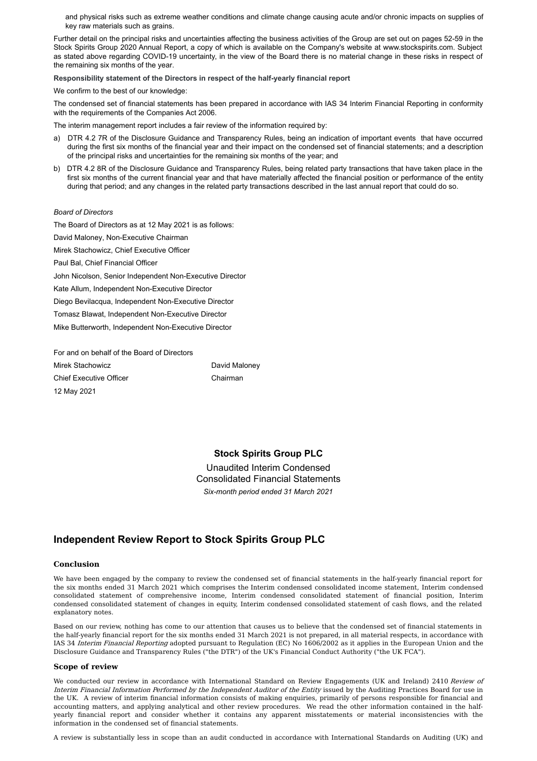and physical risks such as extreme weather conditions and climate change causing acute and/or chronic impacts on supplies of key raw materials such as grains.

Further detail on the principal risks and uncertainties affecting the business activities of the Group are set out on pages 52-59 in the Stock Spirits Group 2020 Annual Report, a copy of which is available on the Company's website at www.stockspirits.com. Subject as stated above regarding COVID-19 uncertainty, in the view of the Board there is no material change in these risks in respect of the remaining six months of the year.

**Responsibility statement of the Directors in respect of the half-yearly financial report**

We confirm to the best of our knowledge:

The condensed set of financial statements has been prepared in accordance with IAS 34 Interim Financial Reporting in conformity with the requirements of the Companies Act 2006.

The interim management report includes a fair review of the information required by:

a) DTR 4.2 7R of the Disclosure Guidance and Transparency Rules, being an indication of important events that have occurred during the first six months of the financial year and their impact on the condensed set of financial statements; and a description of the principal risks and uncertainties for the remaining six months of the year; and

b) DTR 4.2 8R of the Disclosure Guidance and Transparency Rules, being related party transactions that have taken place in the first six months of the current financial year and that have materially affected the financial position or performance of the entity during that period; and any changes in the related party transactions described in the last annual report that could do so.

*Board of Directors*

The Board of Directors as at 12 May 2021 is as follows:

David Maloney, Non-Executive Chairman

Mirek Stachowicz, Chief Executive Officer

Paul Bal, Chief Financial Officer

John Nicolson, Senior Independent Non-Executive Director

Kate Allum, Independent Non-Executive Director

Diego Bevilacqua, Independent Non-Executive Director

Tomasz Blawat, Independent Non-Executive Director

Mike Butterworth, Independent Non-Executive Director

For and on behalf of the Board of Directors

| Mirek Stachowicz | David Maloney |
|---|---|
| Chief Executive Officer | Chairman |

12 May 2021

**Stock Spirits Group PLC**

Unaudited Interim Condensed Consolidated Financial Statements

*Six-month period ended 31 March 2021*

## Independent Review Report to Stock Spirits Group PLC

### Conclusion

We have been engaged by the company to review the condensed set of financial statements in the half-yearly financial report for the six months ended 31 March 2021 which comprises the Interim condensed consolidated income statement, Interim condensed consolidated statement of comprehensive income, Interim condensed consolidated statement of financial position, Interim condensed consolidated statement of changes in equity, Interim condensed consolidated statement of cash flows, and the related explanatory notes.

Based on our review, nothing has come to our attention that causes us to believe that the condensed set of financial statements in the half-yearly financial report for the six months ended 31 March 2021 is not prepared, in all material respects, in accordance with IAS 34 *Interim Financial Reporting* adopted pursuant to Regulation (EC) No 1606/2002 as it applies in the European Union and the Disclosure Guidance and Transparency Rules ("the DTR") of the UK's Financial Conduct Authority ("the UK FCA").

### Scope of review

We conducted our review in accordance with International Standard on Review Engagements (UK and Ireland) 2410 *Review of Interim Financial Information Performed by the Independent Auditor of the Entity* issued by the Auditing Practices Board for use in the UK. A review of interim financial information consists of making enquiries, primarily of persons responsible for financial and accounting matters, and applying analytical and other review procedures. We read the other information contained in the half-yearly financial report and consider whether it contains any apparent misstatements or material inconsistencies with the information in the condensed set of financial statements.

A review is substantially less in scope than an audit conducted in accordance with International Standards on Auditing (UK) and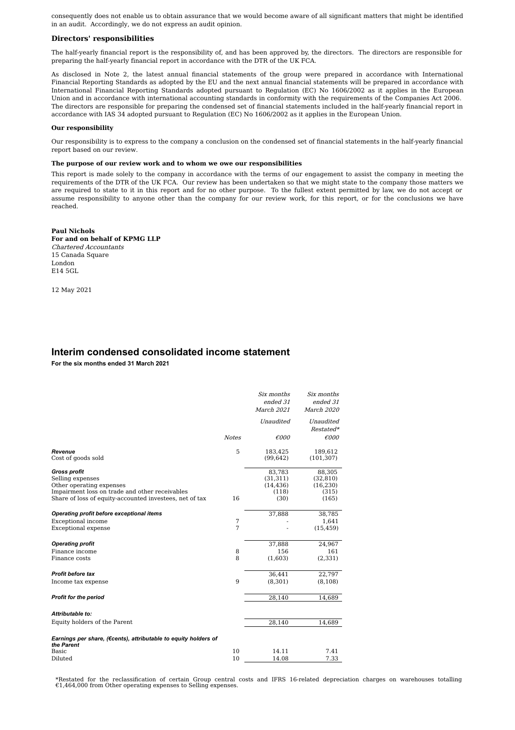consequently does not enable us to obtain assurance that we would become aware of all significant matters that might be identified in an audit. Accordingly, we do not express an audit opinion.

### Directors' responsibilities

The half-yearly financial report is the responsibility of, and has been approved by, the directors. The directors are responsible for preparing the half-yearly financial report in accordance with the DTR of the UK FCA.

As disclosed in Note 2, the latest annual financial statements of the group were prepared in accordance with International Financial Reporting Standards as adopted by the EU and the next annual financial statements will be prepared in accordance with International Financial Reporting Standards adopted pursuant to Regulation (EC) No 1606/2002 as it applies in the European Union and in accordance with international accounting standards in conformity with the requirements of the Companies Act 2006. The directors are responsible for preparing the condensed set of financial statements included in the half-yearly financial report in accordance with IAS 34 adopted pursuant to Regulation (EC) No 1606/2002 as it applies in the European Union.

**Our responsibility**

Our responsibility is to express to the company a conclusion on the condensed set of financial statements in the half-yearly financial report based on our review.

**The purpose of our review work and to whom we owe our responsibilities**

This report is made solely to the company in accordance with the terms of our engagement to assist the company in meeting the requirements of the DTR of the UK FCA. Our review has been undertaken so that we might state to the company those matters we are required to state to it in this report and for no other purpose. To the fullest extent permitted by law, we do not accept or assume responsibility to anyone other than the company for our review work, for this report, or for the conclusions we have reached.

**Paul Nichols**
**For and on behalf of KPMG LLP**
*Chartered Accountants*
15 Canada Square
London
E14 5GL

12 May 2021

## Interim condensed consolidated income statement

**For the six months ended 31 March 2021**

| | Notes | *Six months ended 31 March 2021* | *Six months ended 31 March 2020* |
|---|---|---|---|
| | | *Unaudited* | *Unaudited Restated\** |
| | | *€000* | *€000* |
| ***Revenue*** | 5 | 183,425 | 189,612 |
| Cost of goods sold | | (99,642) | (101,307) |
| ***Gross profit*** | | 83,783 | 88,305 |
| Selling expenses | | (31,311) | (32,810) |
| Other operating expenses | | (14,436) | (16,230) |
| Impairment loss on trade and other receivables | | (118) | (315) |
| Share of loss of equity-accounted investees, net of tax | 16 | (30) | (165) |
| ***Operating profit before exceptional items*** | | 37,888 | 38,785 |
| Exceptional income | 7 | - | 1,641 |
| Exceptional expense | 7 | - | (15,459) |
| ***Operating profit*** | | 37,888 | 24,967 |
| Finance income | 8 | 156 | 161 |
| Finance costs | 8 | (1,603) | (2,331) |
| ***Profit before tax*** | | 36,441 | 22,797 |
| Income tax expense | 9 | (8,301) | (8,108) |
| ***Profit for the period*** | | 28,140 | 14,689 |
| ***Attributable to:*** | | | |
| Equity holders of the Parent | | 28,140 | 14,689 |
| ***Earnings per share, (€cents), attributable to equity holders of the Parent*** | | | |
| Basic | 10 | 14.11 | 7.41 |
| Diluted | 10 | 14.08 | 7.33 |

*Restated for the reclassification of certain Group central costs and IFRS 16-related depreciation charges on warehouses totalling €1,464,000 from Other operating expenses to Selling expenses.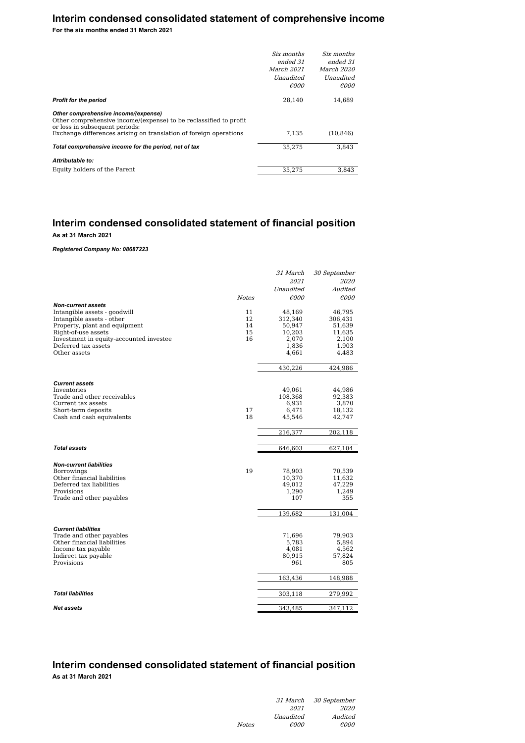## Interim condensed consolidated statement of comprehensive income

**For the six months ended 31 March 2021**

| | *Six months ended 31 March 2021 Unaudited €000* | *Six months ended 31 March 2020 Unaudited €000* |
|---|---|---|
| ***Profit for the period*** | 28,140 | 14,689 |
| ***Other comprehensive income/(expense)*** | | |
| Other comprehensive income/(expense) to be reclassified to profit or loss in subsequent periods: | | |
| Exchange differences arising on translation of foreign operations | 7,135 | (10,846) |
| ***Total comprehensive income for the period, net of tax*** | 35,275 | 3,843 |
| ***Attributable to:*** | | |
| Equity holders of the Parent | 35,275 | 3,843 |

## Interim condensed consolidated statement of financial position

**As at 31 March 2021**

***Registered Company No: 08687223***

| | *Notes* | *31 March 2021 Unaudited €000* | *30 September 2020 Audited €000* |
|---|---|---|---|
| ***Non-current assets*** | | | |
| Intangible assets - goodwill | 11 | 48,169 | 46,795 |
| Intangible assets - other | 12 | 312,340 | 306,431 |
| Property, plant and equipment | 14 | 50,947 | 51,639 |
| Right-of-use assets | 15 | 10,203 | 11,635 |
| Investment in equity-accounted investee | 16 | 2,070 | 2,100 |
| Deferred tax assets | | 1,836 | 1,903 |
| Other assets | | 4,661 | 4,483 |
| | | 430,226 | 424,986 |
| ***Current assets*** | | | |
| Inventories | | 49,061 | 44,986 |
| Trade and other receivables | | 108,368 | 92,383 |
| Current tax assets | | 6,931 | 3,870 |
| Short-term deposits | 17 | 6,471 | 18,132 |
| Cash and cash equivalents | 18 | 45,546 | 42,747 |
| | | 216,377 | 202,118 |
| ***Total assets*** | | 646,603 | 627,104 |
| ***Non-current liabilities*** | | | |
| Borrowings | 19 | 78,903 | 70,539 |
| Other financial liabilities | | 10,370 | 11,632 |
| Deferred tax liabilities | | 49,012 | 47,229 |
| Provisions | | 1,290 | 1,249 |
| Trade and other payables | | 107 | 355 |
| | | 139,682 | 131,004 |
| ***Current liabilities*** | | | |
| Trade and other payables | | 71,696 | 79,903 |
| Other financial liabilities | | 5,783 | 5,894 |
| Income tax payable | | 4,081 | 4,562 |
| Indirect tax payable | | 80,915 | 57,824 |
| Provisions | | 961 | 805 |
| | | 163,436 | 148,988 |
| ***Total liabilities*** | | 303,118 | 279,992 |
| ***Net assets*** | | 343,485 | 347,112 |

## Interim condensed consolidated statement of financial position

**As at 31 March 2021**

| | *Notes* | *31 March 2021 Unaudited €000* | *30 September 2020 Audited €000* |
|---|---|---|---|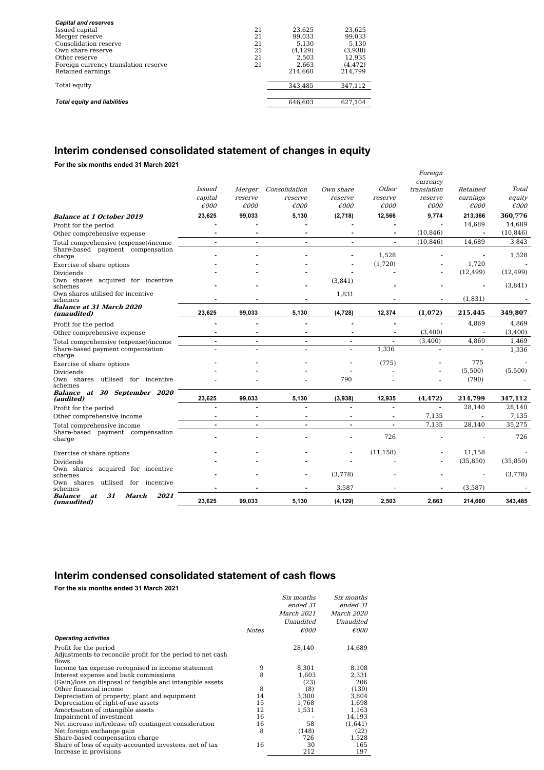| *Capital and reserves* | | | |
|---|---|---|---|
| Issued capital | 21 | 23,625 | 23,625 |
| Merger reserve | 21 | 99,033 | 99,033 |
| Consolidation reserve | 21 | 5,130 | 5,130 |
| Own share reserve | 21 | (4,129) | (3,938) |
| Other reserve | 21 | 2,503 | 12,935 |
| Foreign currency translation reserve | 21 | 2,663 | (4,472) |
| Retained earnings | | 214,660 | 214,799 |
| Total equity | | 343,485 | 347,112 |
| ***Total equity and liabilities*** | | 646,603 | 627,104 |

## Interim condensed consolidated statement of changes in equity

**For the six months ended 31 March 2021**

| | *Issued capital €000* | *Merger reserve €000* | *Consolidation reserve €000* | *Own share reserve €000* | *Other reserve €000* | *Foreign currency translation reserve €000* | *Retained earnings €000* | *Total equity €000* |
|---|---|---|---|---|---|---|---|---|
| ***Balance at 1 October 2019*** | **23,625** | **99,033** | **5,130** | **(2,718)** | **12,566** | **9,774** | **213,366** | **360,776** |
| Profit for the period | - | - | - | - | - | - | 14,689 | 14,689 |
| Other comprehensive expense | - | - | - | - | - | (10,846) | - | (10,846) |
| Total comprehensive (expense)/income | - | - | - | - | - | (10,846) | 14,689 | 3,843 |
| Share-based payment compensation charge | - | - | - | - | 1,528 | - | - | 1,528 |
| Exercise of share options | - | - | - | - | (1,720) | - | 1,720 | - |
| Dividends | - | - | - | - | - | - | (12,499) | (12,499) |
| Own shares acquired for incentive schemes | - | - | - | (3,841) | - | - | - | (3,841) |
| Own shares utilised for incentive schemes | - | - | - | 1,831 | - | - | (1,831) | - |
| ***Balance at 31 March 2020 (unaudited)*** | **23,625** | **99,033** | **5,130** | **(4,728)** | **12,374** | **(1,072)** | **215,445** | **349,807** |
| Profit for the period | - | - | - | - | - | - | 4,869 | 4,869 |
| Other comprehensive expense | - | - | - | - | - | (3,400) | - | (3,400) |
| Total comprehensive (expense)/income | - | - | - | - | - | (3,400) | 4,869 | 1,469 |
| Share-based payment compensation charge | - | - | - | - | 1,336 | - | - | 1,336 |
| Exercise of share options | - | - | - | - | (775) | - | 775 | - |
| Dividends | - | - | - | - | - | - | (5,500) | (5,500) |
| Own shares utilised for incentive schemes | - | - | - | 790 | - | - | (790) | - |
| ***Balance at 30 September 2020 (audited)*** | **23,625** | **99,033** | **5,130** | **(3,938)** | **12,935** | **(4,472)** | **214,799** | **347,112** |
| Profit for the period | - | - | - | - | - | - | 28,140 | 28,140 |
| Other comprehensive income | - | - | - | - | - | 7,135 | - | 7,135 |
| Total comprehensive income | - | - | - | - | - | 7,135 | 28,140 | 35,275 |
| Share-based payment compensation charge | - | - | - | - | 726 | - | - | 726 |
| Exercise of share options | - | - | - | - | (11,158) | - | 11,158 | - |
| Dividends | - | - | - | - | - | - | (35,850) | (35,850) |
| Own shares acquired for incentive schemes | - | - | - | (3,778) | - | - | - | (3,778) |
| Own shares utilised for incentive schemes | - | - | - | 3,587 | - | - | (3,587) | - |
| ***Balance at 31 March 2021 (unaudited)*** | **23,625** | **99,033** | **5,130** | **(4,129)** | **2,503** | **2,663** | **214,660** | **343,485** |

## Interim condensed consolidated statement of cash flows

**For the six months ended 31 March 2021**

| | *Notes* | *Six months ended 31 March 2021 Unaudited €000* | *Six months ended 31 March 2020 Unaudited €000* |
|---|---|---|---|
| ***Operating activities*** | | | |
| Profit for the period | | 28,140 | 14,689 |
| Adjustments to reconcile profit for the period to net cash flows: | | | |
| Income tax expense recognised in income statement | 9 | 8,301 | 8,108 |
| Interest expense and bank commissions | 8 | 1,603 | 2,331 |
| (Gain)/loss on disposal of tangible and intangible assets | | (23) | 206 |
| Other financial income | 8 | (8) | (139) |
| Depreciation of property, plant and equipment | 14 | 3,300 | 3,804 |
| Depreciation of right-of-use assets | 15 | 1,768 | 1,698 |
| Amortisation of intangible assets | 12 | 1,531 | 1,163 |
| Impairment of investment | 16 | - | 14,193 |
| Net increase in/(release of) contingent consideration | 16 | 58 | (1,641) |
| Net foreign exchange gain | 8 | (148) | (22) |
| Share-based compensation charge | | 726 | 1,528 |
| Share of loss of equity-accounted investees, net of tax | 16 | 30 | 165 |
| Increase in provisions | | 212 | 197 |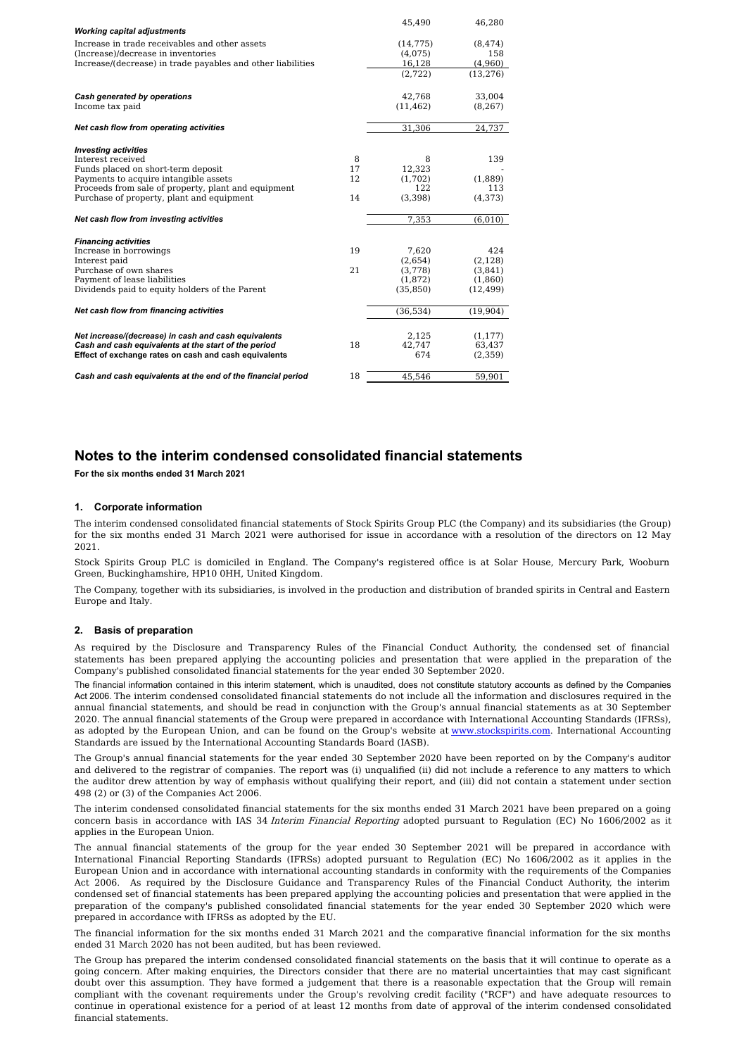| | Note | 2021 | 2020 |
|---|---|---|---|
| | | 45,490 | 46,280 |
| ***Working capital adjustments*** | | | |
| Increase in trade receivables and other assets | | (14,775) | (8,474) |
| (Increase)/decrease in inventories | | (4,075) | 158 |
| Increase/(decrease) in trade payables and other liabilities | | 16,128 | (4,960) |
| | | (2,722) | (13,276) |
| ***Cash generated by operations*** | | 42,768 | 33,004 |
| Income tax paid | | (11,462) | (8,267) |
| ***Net cash flow from operating activities*** | | 31,306 | 24,737 |
| ***Investing activities*** | | | |
| Interest received | 8 | 8 | 139 |
| Funds placed on short-term deposit | 17 | 12,323 | - |
| Payments to acquire intangible assets | 12 | (1,702) | (1,889) |
| Proceeds from sale of property, plant and equipment | | 122 | 113 |
| Purchase of property, plant and equipment | 14 | (3,398) | (4,373) |
| ***Net cash flow from investing activities*** | | 7,353 | (6,010) |
| ***Financing activities*** | | | |
| Increase in borrowings | 19 | 7,620 | 424 |
| Interest paid | | (2,654) | (2,128) |
| Purchase of own shares | 21 | (3,778) | (3,841) |
| Payment of lease liabilities | | (1,872) | (1,860) |
| Dividends paid to equity holders of the Parent | | (35,850) | (12,499) |
| ***Net cash flow from financing activities*** | | (36,534) | (19,904) |
| ***Net increase/(decrease) in cash and cash equivalents*** | | 2,125 | (1,177) |
| ***Cash and cash equivalents at the start of the period*** | 18 | 42,747 | 63,437 |
| ***Effect of exchange rates on cash and cash equivalents*** | | 674 | (2,359) |
| ***Cash and cash equivalents at the end of the financial period*** | 18 | 45,546 | 59,901 |

# Notes to the interim condensed consolidated financial statements

**For the six months ended 31 March 2021**

### 1. Corporate information

The interim condensed consolidated financial statements of Stock Spirits Group PLC (the Company) and its subsidiaries (the Group) for the six months ended 31 March 2021 were authorised for issue in accordance with a resolution of the directors on 12 May 2021.

Stock Spirits Group PLC is domiciled in England. The Company's registered office is at Solar House, Mercury Park, Wooburn Green, Buckinghamshire, HP10 0HH, United Kingdom.

The Company, together with its subsidiaries, is involved in the production and distribution of branded spirits in Central and Eastern Europe and Italy.

### 2. Basis of preparation

As required by the Disclosure and Transparency Rules of the Financial Conduct Authority, the condensed set of financial statements has been prepared applying the accounting policies and presentation that were applied in the preparation of the Company's published consolidated financial statements for the year ended 30 September 2020.

The financial information contained in this interim statement, which is unaudited, does not constitute statutory accounts as defined by the Companies Act 2006. The interim condensed consolidated financial statements do not include all the information and disclosures required in the annual financial statements, and should be read in conjunction with the Group's annual financial statements as at 30 September 2020. The annual financial statements of the Group were prepared in accordance with International Accounting Standards (IFRSs), as adopted by the European Union, and can be found on the Group's website at www.stockspirits.com. International Accounting Standards are issued by the International Accounting Standards Board (IASB).

The Group's annual financial statements for the year ended 30 September 2020 have been reported on by the Company's auditor and delivered to the registrar of companies. The report was (i) unqualified (ii) did not include a reference to any matters to which the auditor drew attention by way of emphasis without qualifying their report, and (iii) did not contain a statement under section 498 (2) or (3) of the Companies Act 2006.

The interim condensed consolidated financial statements for the six months ended 31 March 2021 have been prepared on a going concern basis in accordance with IAS 34 *Interim Financial Reporting* adopted pursuant to Regulation (EC) No 1606/2002 as it applies in the European Union.

The annual financial statements of the group for the year ended 30 September 2021 will be prepared in accordance with International Financial Reporting Standards (IFRSs) adopted pursuant to Regulation (EC) No 1606/2002 as it applies in the European Union and in accordance with international accounting standards in conformity with the requirements of the Companies Act 2006. As required by the Disclosure Guidance and Transparency Rules of the Financial Conduct Authority, the interim condensed set of financial statements has been prepared applying the accounting policies and presentation that were applied in the preparation of the company's published consolidated financial statements for the year ended 30 September 2020 which were prepared in accordance with IFRSs as adopted by the EU.

The financial information for the six months ended 31 March 2021 and the comparative financial information for the six months ended 31 March 2020 has not been audited, but has been reviewed.

The Group has prepared the interim condensed consolidated financial statements on the basis that it will continue to operate as a going concern. After making enquiries, the Directors consider that there are no material uncertainties that may cast significant doubt over this assumption. They have formed a judgement that there is a reasonable expectation that the Group will remain compliant with the covenant requirements under the Group's revolving credit facility ("RCF") and have adequate resources to continue in operational existence for a period of at least 12 months from date of approval of the interim condensed consolidated financial statements.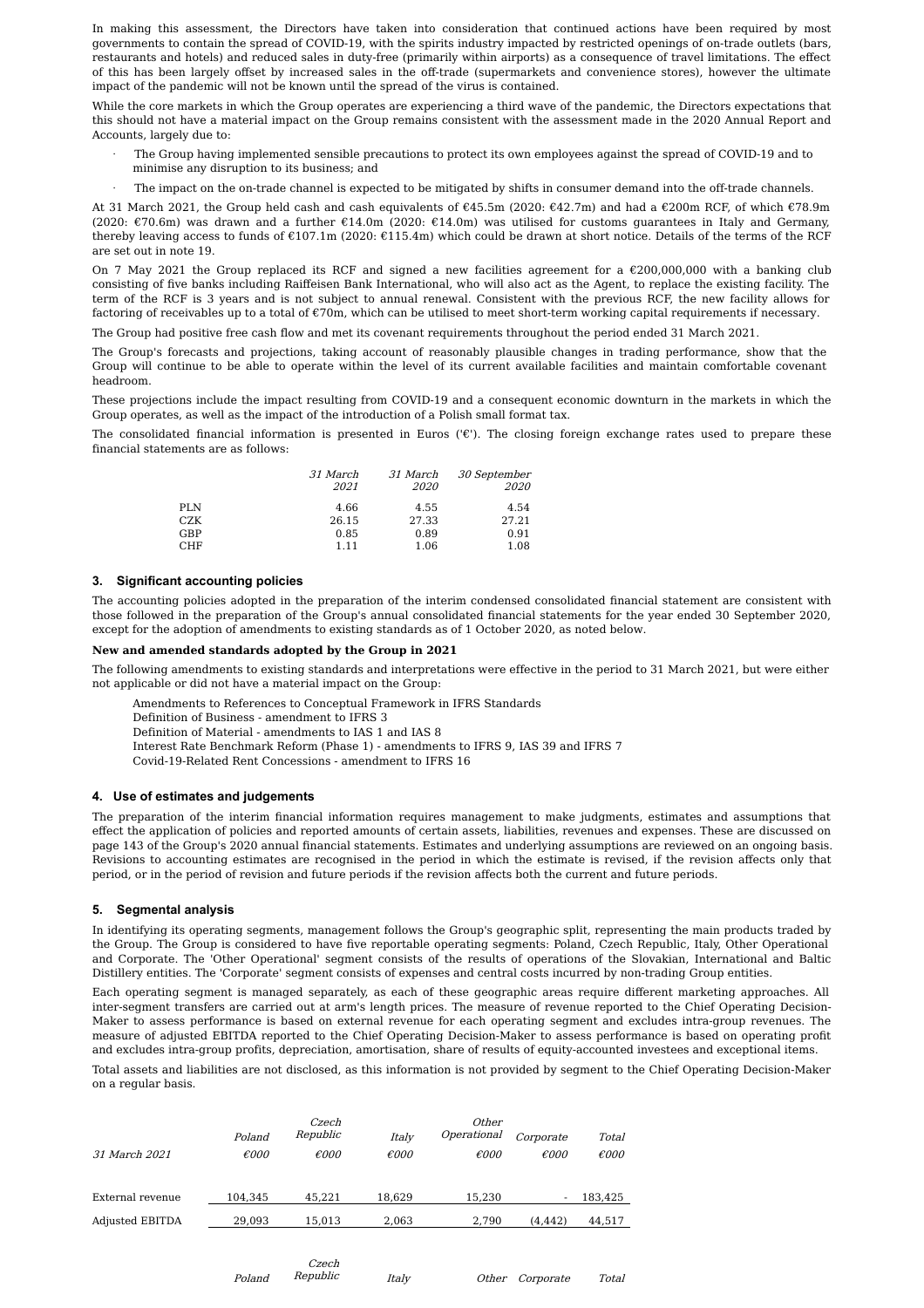In making this assessment, the Directors have taken into consideration that continued actions have been required by most governments to contain the spread of COVID-19, with the spirits industry impacted by restricted openings of on-trade outlets (bars, restaurants and hotels) and reduced sales in duty-free (primarily within airports) as a consequence of travel limitations. The effect of this has been largely offset by increased sales in the off-trade (supermarkets and convenience stores), however the ultimate impact of the pandemic will not be known until the spread of the virus is contained.

While the core markets in which the Group operates are experiencing a third wave of the pandemic, the Directors expectations that this should not have a material impact on the Group remains consistent with the assessment made in the 2020 Annual Report and Accounts, largely due to:

- The Group having implemented sensible precautions to protect its own employees against the spread of COVID-19 and to minimise any disruption to its business; and
- The impact on the on-trade channel is expected to be mitigated by shifts in consumer demand into the off-trade channels.

At 31 March 2021, the Group held cash and cash equivalents of €45.5m (2020: €42.7m) and had a €200m RCF, of which €78.9m (2020: €70.6m) was drawn and a further €14.0m (2020: €14.0m) was utilised for customs guarantees in Italy and Germany, thereby leaving access to funds of €107.1m (2020: €115.4m) which could be drawn at short notice. Details of the terms of the RCF are set out in note 19.

On 7 May 2021 the Group replaced its RCF and signed a new facilities agreement for a €200,000,000 with a banking club consisting of five banks including Raiffeisen Bank International, who will also act as the Agent, to replace the existing facility. The term of the RCF is 3 years and is not subject to annual renewal. Consistent with the previous RCF, the new facility allows for factoring of receivables up to a total of €70m, which can be utilised to meet short-term working capital requirements if necessary.

The Group had positive free cash flow and met its covenant requirements throughout the period ended 31 March 2021.

The Group's forecasts and projections, taking account of reasonably plausible changes in trading performance, show that the Group will continue to be able to operate within the level of its current available facilities and maintain comfortable covenant headroom.

These projections include the impact resulting from COVID-19 and a consequent economic downturn in the markets in which the Group operates, as well as the impact of the introduction of a Polish small format tax.

The consolidated financial information is presented in Euros ('€'). The closing foreign exchange rates used to prepare these financial statements are as follows:

| | *31 March 2021* | *31 March 2020* | *30 September 2020* |
|---|---|---|---|
| PLN | 4.66 | 4.55 | 4.54 |
| CZK | 26.15 | 27.33 | 27.21 |
| GBP | 0.85 | 0.89 | 0.91 |
| CHF | 1.11 | 1.06 | 1.08 |

## 3. Significant accounting policies

The accounting policies adopted in the preparation of the interim condensed consolidated financial statement are consistent with those followed in the preparation of the Group's annual consolidated financial statements for the year ended 30 September 2020, except for the adoption of amendments to existing standards as of 1 October 2020, as noted below.

**New and amended standards adopted by the Group in 2021**

The following amendments to existing standards and interpretations were effective in the period to 31 March 2021, but were either not applicable or did not have a material impact on the Group:

Amendments to References to Conceptual Framework in IFRS Standards
Definition of Business - amendment to IFRS 3
Definition of Material - amendments to IAS 1 and IAS 8
Interest Rate Benchmark Reform (Phase 1) - amendments to IFRS 9, IAS 39 and IFRS 7
Covid-19-Related Rent Concessions - amendment to IFRS 16

## 4. Use of estimates and judgements

The preparation of the interim financial information requires management to make judgments, estimates and assumptions that effect the application of policies and reported amounts of certain assets, liabilities, revenues and expenses. These are discussed on page 143 of the Group's 2020 annual financial statements. Estimates and underlying assumptions are reviewed on an ongoing basis. Revisions to accounting estimates are recognised in the period in which the estimate is revised, if the revision affects only that period, or in the period of revision and future periods if the revision affects both the current and future periods.

## 5. Segmental analysis

In identifying its operating segments, management follows the Group's geographic split, representing the main products traded by the Group. The Group is considered to have five reportable operating segments: Poland, Czech Republic, Italy, Other Operational and Corporate. The 'Other Operational' segment consists of the results of operations of the Slovakian, International and Baltic Distillery entities. The 'Corporate' segment consists of expenses and central costs incurred by non-trading Group entities.

Each operating segment is managed separately, as each of these geographic areas require different marketing approaches. All inter-segment transfers are carried out at arm's length prices. The measure of revenue reported to the Chief Operating Decision-Maker to assess performance is based on external revenue for each operating segment and excludes intra-group revenues. The measure of adjusted EBITDA reported to the Chief Operating Decision-Maker to assess performance is based on operating profit and excludes intra-group profits, depreciation, amortisation, share of results of equity-accounted investees and exceptional items.

Total assets and liabilities are not disclosed, as this information is not provided by segment to the Chief Operating Decision-Maker on a regular basis.

| *31 March 2021* | *Poland* *€000* | *Czech Republic* *€000* | *Italy* *€000* | *Other Operational* *€000* | *Corporate* *€000* | *Total* *€000* |
|---|---|---|---|---|---|---|
| External revenue | 104,345 | 45,221 | 18,629 | 15,230 | - | 183,425 |
| Adjusted EBITDA | 29,093 | 15,013 | 2,063 | 2,790 | (4,442) | 44,517 |

| | *Poland* | *Czech Republic* | *Italy* | *Other* | *Corporate* | *Total* |
|---|---|---|---|---|---|---|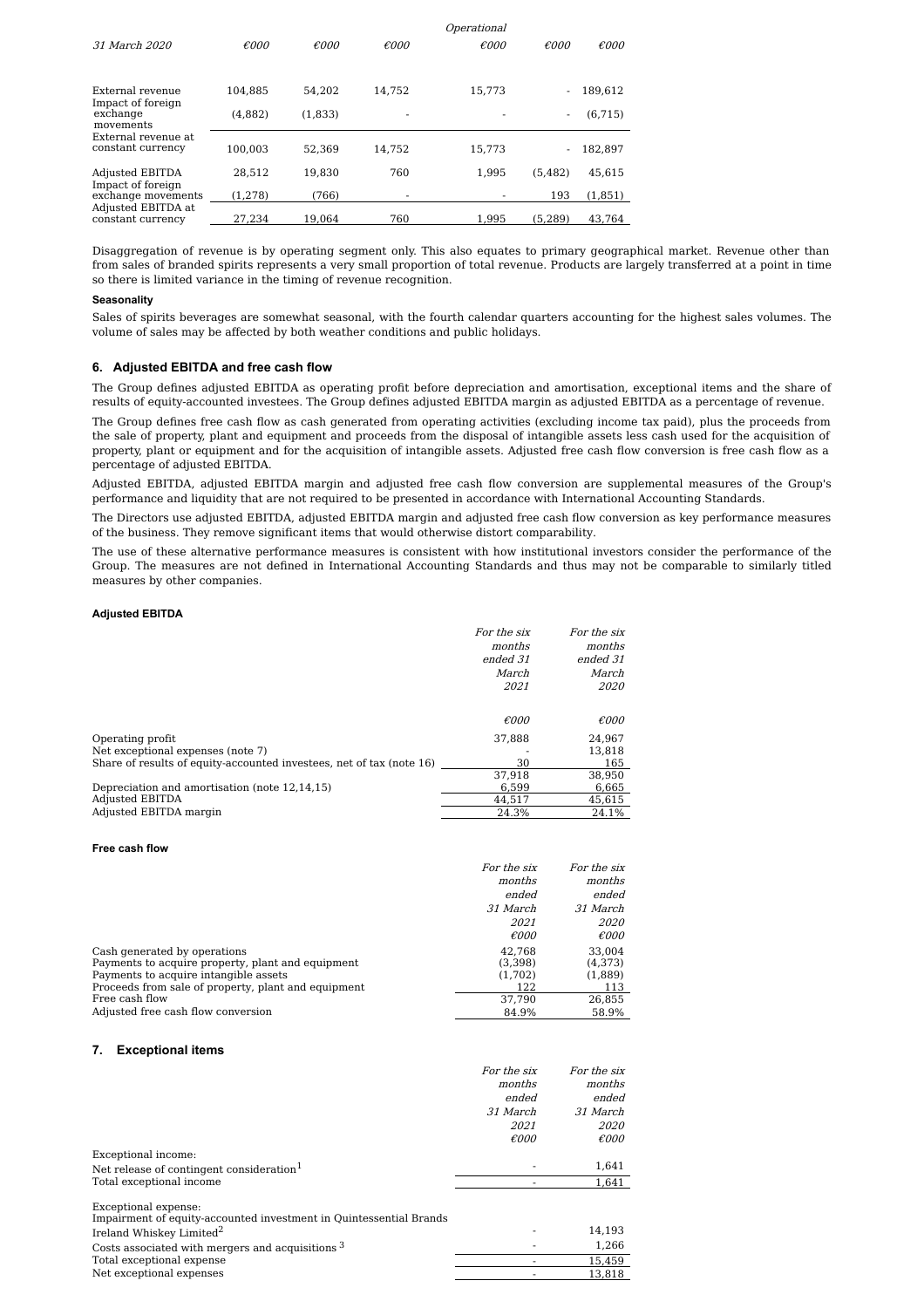| 31 March 2020 | €000 | €000 | €000 | Operational €000 | €000 | €000 |
|---|---|---|---|---|---|---|
| External revenue | 104,885 | 54,202 | 14,752 | 15,773 | - | 189,612 |
| Impact of foreign exchange movements | (4,882) | (1,833) | - | - | - | (6,715) |
| External revenue at constant currency | 100,003 | 52,369 | 14,752 | 15,773 | - | 182,897 |
| Adjusted EBITDA | 28,512 | 19,830 | 760 | 1,995 | (5,482) | 45,615 |
| Impact of foreign exchange movements | (1,278) | (766) | - | - | 193 | (1,851) |
| Adjusted EBITDA at constant currency | 27,234 | 19,064 | 760 | 1,995 | (5,289) | 43,764 |

Disaggregation of revenue is by operating segment only. This also equates to primary geographical market. Revenue other than from sales of branded spirits represents a very small proportion of total revenue. Products are largely transferred at a point in time so there is limited variance in the timing of revenue recognition.

**Seasonality**

Sales of spirits beverages are somewhat seasonal, with the fourth calendar quarters accounting for the highest sales volumes. The volume of sales may be affected by both weather conditions and public holidays.

## 6. Adjusted EBITDA and free cash flow

The Group defines adjusted EBITDA as operating profit before depreciation and amortisation, exceptional items and the share of results of equity-accounted investees. The Group defines adjusted EBITDA margin as adjusted EBITDA as a percentage of revenue.

The Group defines free cash flow as cash generated from operating activities (excluding income tax paid), plus the proceeds from the sale of property, plant and equipment and proceeds from the disposal of intangible assets less cash used for the acquisition of property, plant or equipment and for the acquisition of intangible assets. Adjusted free cash flow conversion is free cash flow as a percentage of adjusted EBITDA.

Adjusted EBITDA, adjusted EBITDA margin and adjusted free cash flow conversion are supplemental measures of the Group's performance and liquidity that are not required to be presented in accordance with International Accounting Standards.

The Directors use adjusted EBITDA, adjusted EBITDA margin and adjusted free cash flow conversion as key performance measures of the business. They remove significant items that would otherwise distort comparability.

The use of these alternative performance measures is consistent with how institutional investors consider the performance of the Group. The measures are not defined in International Accounting Standards and thus may not be comparable to similarly titled measures by other companies.

**Adjusted EBITDA**

| | For the six months ended 31 March 2021 €000 | For the six months ended 31 March 2020 €000 |
|---|---|---|
| Operating profit | 37,888 | 24,967 |
| Net exceptional expenses (note 7) | - | 13,818 |
| Share of results of equity-accounted investees, net of tax (note 16) | 30 | 165 |
| | 37,918 | 38,950 |
| Depreciation and amortisation (note 12,14,15) | 6,599 | 6,665 |
| Adjusted EBITDA | 44,517 | 45,615 |
| Adjusted EBITDA margin | 24.3% | 24.1% |

**Free cash flow**

| | For the six months ended 31 March 2021 €000 | For the six months ended 31 March 2020 €000 |
|---|---|---|
| Cash generated by operations | 42,768 | 33,004 |
| Payments to acquire property, plant and equipment | (3,398) | (4,373) |
| Payments to acquire intangible assets | (1,702) | (1,889) |
| Proceeds from sale of property, plant and equipment | 122 | 113 |
| Free cash flow | 37,790 | 26,855 |
| Adjusted free cash flow conversion | 84.9% | 58.9% |

## 7. Exceptional items

| | For the six months ended 31 March 2021 €000 | For the six months ended 31 March 2020 €000 |
|---|---|---|
| Exceptional income: | | |
| Net release of contingent consideration[1] | - | 1,641 |
| Total exceptional income | - | 1,641 |
| Exceptional expense: | | |
| Impairment of equity-accounted investment in Quintessential Brands Ireland Whiskey Limited[2] | - | 14,193 |
| Costs associated with mergers and acquisitions [3] | - | 1,266 |
| Total exceptional expense | - | 15,459 |
| Net exceptional expenses | - | 13,818 |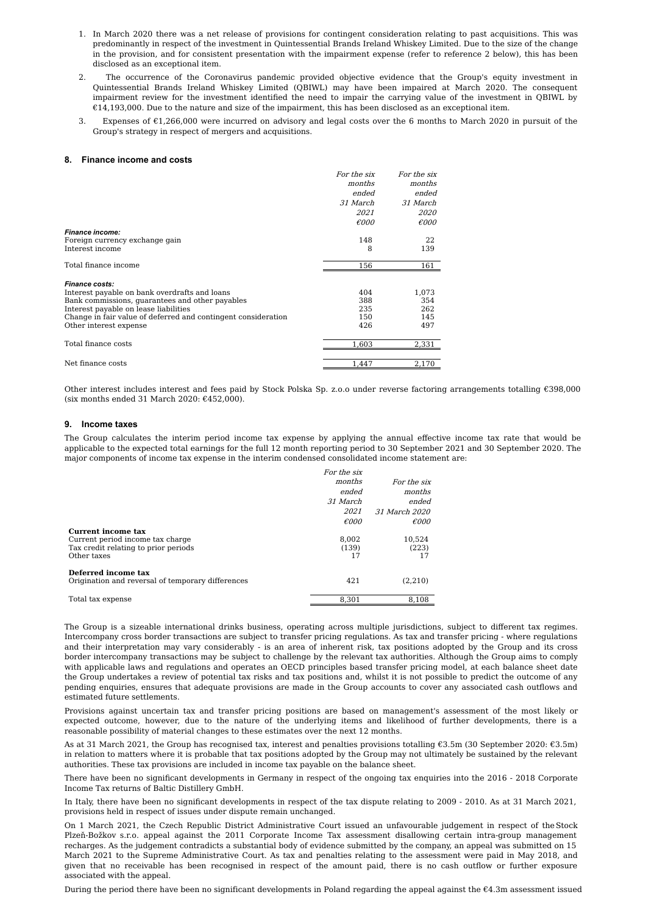1. In March 2020 there was a net release of provisions for contingent consideration relating to past acquisitions. This was predominantly in respect of the investment in Quintessential Brands Ireland Whiskey Limited. Due to the size of the change in the provision, and for consistent presentation with the impairment expense (refer to reference 2 below), this has been disclosed as an exceptional item.
2. The occurrence of the Coronavirus pandemic provided objective evidence that the Group's equity investment in Quintessential Brands Ireland Whiskey Limited (QBIWL) may have been impaired at March 2020. The consequent impairment review for the investment identified the need to impair the carrying value of the investment in QBIWL by €14,193,000. Due to the nature and size of the impairment, this has been disclosed as an exceptional item.
3. Expenses of €1,266,000 were incurred on advisory and legal costs over the 6 months to March 2020 in pursuit of the Group's strategy in respect of mergers and acquisitions.

## 8. Finance income and costs

| | *For the six months ended 31 March 2021 €000* | *For the six months ended 31 March 2020 €000* |
|---|---|---|
| ***Finance income:*** | | |
| Foreign currency exchange gain | 148 | 22 |
| Interest income | 8 | 139 |
| Total finance income | 156 | 161 |
| ***Finance costs:*** | | |
| Interest payable on bank overdrafts and loans | 404 | 1,073 |
| Bank commissions, guarantees and other payables | 388 | 354 |
| Interest payable on lease liabilities | 235 | 262 |
| Change in fair value of deferred and contingent consideration | 150 | 145 |
| Other interest expense | 426 | 497 |
| Total finance costs | 1,603 | 2,331 |
| Net finance costs | 1,447 | 2,170 |

Other interest includes interest and fees paid by Stock Polska Sp. z.o.o under reverse factoring arrangements totalling €398,000 (six months ended 31 March 2020: €452,000).

## 9. Income taxes

The Group calculates the interim period income tax expense by applying the annual effective income tax rate that would be applicable to the expected total earnings for the full 12 month reporting period to 30 September 2021 and 30 September 2020. The major components of income tax expense in the interim condensed consolidated income statement are:

| | *For the six months ended 31 March 2021 €000* | *For the six months ended 31 March 2020 €000* |
|---|---|---|
| **Current income tax** | | |
| Current period income tax charge | 8,002 | 10,524 |
| Tax credit relating to prior periods | (139) | (223) |
| Other taxes | 17 | 17 |
| **Deferred income tax** | | |
| Origination and reversal of temporary differences | 421 | (2,210) |
| Total tax expense | 8,301 | 8,108 |

The Group is a sizeable international drinks business, operating across multiple jurisdictions, subject to different tax regimes. Intercompany cross border transactions are subject to transfer pricing regulations. As tax and transfer pricing - where regulations and their interpretation may vary considerably - is an area of inherent risk, tax positions adopted by the Group and its cross border intercompany transactions may be subject to challenge by the relevant tax authorities. Although the Group aims to comply with applicable laws and regulations and operates an OECD principles based transfer pricing model, at each balance sheet date the Group undertakes a review of potential tax risks and tax positions and, whilst it is not possible to predict the outcome of any pending enquiries, ensures that adequate provisions are made in the Group accounts to cover any associated cash outflows and estimated future settlements.

Provisions against uncertain tax and transfer pricing positions are based on management's assessment of the most likely or expected outcome, however, due to the nature of the underlying items and likelihood of further developments, there is a reasonable possibility of material changes to these estimates over the next 12 months.

As at 31 March 2021, the Group has recognised tax, interest and penalties provisions totalling €3.5m (30 September 2020: €3.5m) in relation to matters where it is probable that tax positions adopted by the Group may not ultimately be sustained by the relevant authorities. These tax provisions are included in income tax payable on the balance sheet.

There have been no significant developments in Germany in respect of the ongoing tax enquiries into the 2016 - 2018 Corporate Income Tax returns of Baltic Distillery GmbH.

In Italy, there have been no significant developments in respect of the tax dispute relating to 2009 - 2010. As at 31 March 2021, provisions held in respect of issues under dispute remain unchanged.

On 1 March 2021, the Czech Republic District Administrative Court issued an unfavourable judgement in respect of the Stock Plzeň-Božkov s.r.o. appeal against the 2011 Corporate Income Tax assessment disallowing certain intra-group management recharges. As the judgement contradicts a substantial body of evidence submitted by the company, an appeal was submitted on 15 March 2021 to the Supreme Administrative Court. As tax and penalties relating to the assessment were paid in May 2018, and given that no receivable has been recognised in respect of the amount paid, there is no cash outflow or further exposure associated with the appeal.

During the period there have been no significant developments in Poland regarding the appeal against the €4.3m assessment issued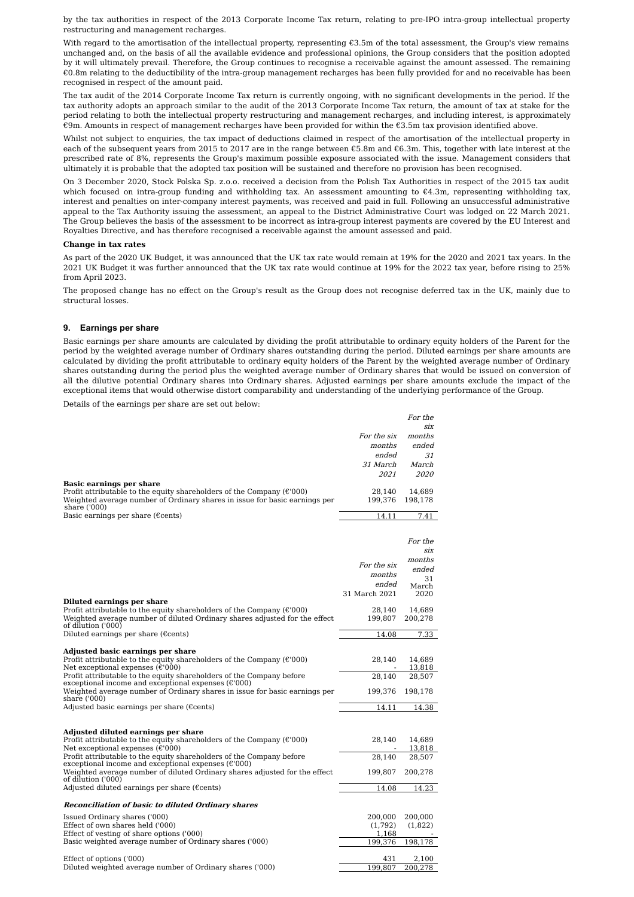by the tax authorities in respect of the 2013 Corporate Income Tax return, relating to pre-IPO intra-group intellectual property restructuring and management recharges.

With regard to the amortisation of the intellectual property, representing €3.5m of the total assessment, the Group's view remains unchanged and, on the basis of all the available evidence and professional opinions, the Group considers that the position adopted by it will ultimately prevail. Therefore, the Group continues to recognise a receivable against the amount assessed. The remaining €0.8m relating to the deductibility of the intra-group management recharges has been fully provided for and no receivable has been recognised in respect of the amount paid.

The tax audit of the 2014 Corporate Income Tax return is currently ongoing, with no significant developments in the period. If the tax authority adopts an approach similar to the audit of the 2013 Corporate Income Tax return, the amount of tax at stake for the period relating to both the intellectual property restructuring and management recharges, and including interest, is approximately €9m. Amounts in respect of management recharges have been provided for within the €3.5m tax provision identified above.

Whilst not subject to enquiries, the tax impact of deductions claimed in respect of the amortisation of the intellectual property in each of the subsequent years from 2015 to 2017 are in the range between €5.8m and €6.3m. This, together with late interest at the prescribed rate of 8%, represents the Group's maximum possible exposure associated with the issue. Management considers that ultimately it is probable that the adopted tax position will be sustained and therefore no provision has been recognised.

On 3 December 2020, Stock Polska Sp. z.o.o. received a decision from the Polish Tax Authorities in respect of the 2015 tax audit which focused on intra-group funding and withholding tax. An assessment amounting to €4.3m, representing withholding tax, interest and penalties on inter-company interest payments, was received and paid in full. Following an unsuccessful administrative appeal to the Tax Authority issuing the assessment, an appeal to the District Administrative Court was lodged on 22 March 2021. The Group believes the basis of the assessment to be incorrect as intra-group interest payments are covered by the EU Interest and Royalties Directive, and has therefore recognised a receivable against the amount assessed and paid.

**Change in tax rates**

As part of the 2020 UK Budget, it was announced that the UK tax rate would remain at 19% for the 2020 and 2021 tax years. In the 2021 UK Budget it was further announced that the UK tax rate would continue at 19% for the 2022 tax year, before rising to 25% from April 2023.

The proposed change has no effect on the Group's result as the Group does not recognise deferred tax in the UK, mainly due to structural losses.

## 9. Earnings per share

Basic earnings per share amounts are calculated by dividing the profit attributable to ordinary equity holders of the Parent for the period by the weighted average number of Ordinary shares outstanding during the period. Diluted earnings per share amounts are calculated by dividing the profit attributable to ordinary equity holders of the Parent by the weighted average number of Ordinary shares outstanding during the period plus the weighted average number of Ordinary shares that would be issued on conversion of all the dilutive potential Ordinary shares into Ordinary shares. Adjusted earnings per share amounts exclude the impact of the exceptional items that would otherwise distort comparability and understanding of the underlying performance of the Group.

Details of the earnings per share are set out below:

| | *For the six months ended 31 March 2021* | *For the six months ended 31 March 2020* |
|---|---|---|
| **Basic earnings per share** | | |
| Profit attributable to the equity shareholders of the Company (€'000) | 28,140 | 14,689 |
| Weighted average number of Ordinary shares in issue for basic earnings per share ('000) | 199,376 | 198,178 |
| Basic earnings per share (€cents) | 14.11 | 7.41 |

| | *For the six months ended 31 March 2021* | *For the six months ended 31 March 2020* |
|---|---|---|
| **Diluted earnings per share** | | |
| Profit attributable to the equity shareholders of the Company (€'000) | 28,140 | 14,689 |
| Weighted average number of diluted Ordinary shares adjusted for the effect of dilution ('000) | 199,807 | 200,278 |
| Diluted earnings per share (€cents) | 14.08 | 7.33 |
| | | |
| **Adjusted basic earnings per share** | | |
| Profit attributable to the equity shareholders of the Company (€'000) | 28,140 | 14,689 |
| Net exceptional expenses (€'000) | - | 13,818 |
| Profit attributable to the equity shareholders of the Company before exceptional income and exceptional expenses (€'000) | 28,140 | 28,507 |
| Weighted average number of Ordinary shares in issue for basic earnings per share ('000) | 199,376 | 198,178 |
| Adjusted basic earnings per share (€cents) | 14.11 | 14.38 |
| | | |
| **Adjusted diluted earnings per share** | | |
| Profit attributable to the equity shareholders of the Company (€'000) | 28,140 | 14,689 |
| Net exceptional expenses (€'000) | - | 13,818 |
| Profit attributable to the equity shareholders of the Company before exceptional income and exceptional expenses (€'000) | 28,140 | 28,507 |
| Weighted average number of diluted Ordinary shares adjusted for the effect of dilution ('000) | 199,807 | 200,278 |
| Adjusted diluted earnings per share (€cents) | 14.08 | 14.23 |
| | | |
| ***Reconciliation of basic to diluted Ordinary shares*** | | |
| Issued Ordinary shares ('000) | 200,000 | 200,000 |
| Effect of own shares held ('000) | (1,792) | (1,822) |
| Effect of vesting of share options ('000) | 1,168 | - |
| Basic weighted average number of Ordinary shares ('000) | 199,376 | 198,178 |
| | | |
| Effect of options ('000) | 431 | 2,100 |
| Diluted weighted average number of Ordinary shares ('000) | 199,807 | 200,278 |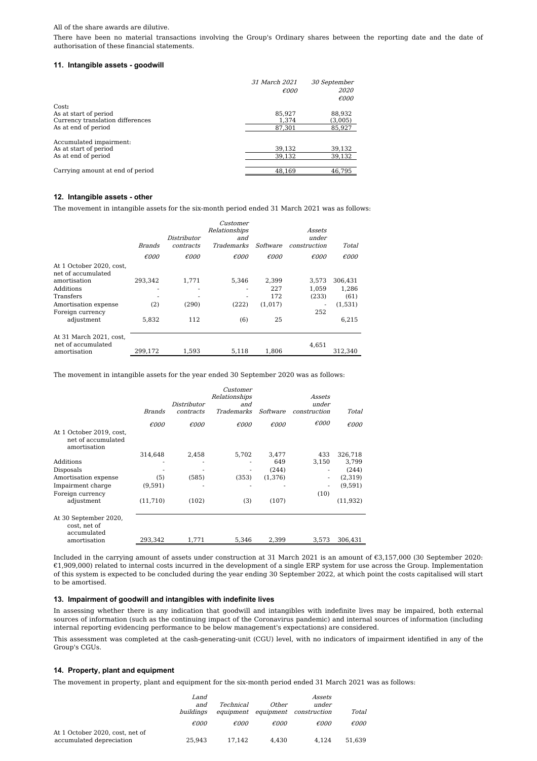All of the share awards are dilutive.

There have been no material transactions involving the Group's Ordinary shares between the reporting date and the date of authorisation of these financial statements.

### 11. Intangible assets - goodwill

| | *31 March 2021* *€000* | *30 September 2020* *€000* |
|---|---|---|
| Cost**:** | | |
| As at start of period | 85,927 | 88,932 |
| Currency translation differences | 1,374 | (3,005) |
| As at end of period | 87,301 | 85,927 |
| | | |
| Accumulated impairment: | | |
| As at start of period | 39,132 | 39,132 |
| As at end of period | 39,132 | 39,132 |
| | | |
| Carrying amount at end of period | 48,169 | 46,795 |

### 12. Intangible assets - other

The movement in intangible assets for the six-month period ended 31 March 2021 was as follows:

| | *Brands* | *Distributor contracts* | *Customer Relationships and Trademarks* | *Software* | *Assets under construction* | *Total* |
|---|---|---|---|---|---|---|
| | *€000* | *€000* | *€000* | *€000* | *€000* | *€000* |
| At 1 October 2020, cost, net of accumulated amortisation | 293,342 | 1,771 | 5,346 | 2,399 | 3,573 | 306,431 |
| Additions | - | - | - | 227 | 1,059 | 1,286 |
| Transfers | - | - | - | 172 | (233) | (61) |
| Amortisation expense | (2) | (290) | (222) | (1,017) | - | (1,531) |
| Foreign currency adjustment | 5,832 | 112 | (6) | 25 | 252 | 6,215 |
| At 31 March 2021, cost, net of accumulated amortisation | 299,172 | 1,593 | 5,118 | 1,806 | 4,651 | 312,340 |

The movement in intangible assets for the year ended 30 September 2020 was as follows:

| | *Brands* | *Distributor contracts* | *Customer Relationships and Trademarks* | *Software* | *Assets under construction* | *Total* |
|---|---|---|---|---|---|---|
| | *€000* | *€000* | *€000* | *€000* | *€000* | *€000* |
| At 1 October 2019, cost, net of accumulated amortisation | 314,648 | 2,458 | 5,702 | 3,477 | 433 | 326,718 |
| Additions | - | - | - | 649 | 3,150 | 3,799 |
| Disposals | - | - | - | (244) | - | (244) |
| Amortisation expense | (5) | (585) | (353) | (1,376) | - | (2,319) |
| Impairment charge | (9,591) | - | - | - | - | (9,591) |
| Foreign currency adjustment | (11,710) | (102) | (3) | (107) | (10) | (11,932) |
| At 30 September 2020, cost, net of accumulated amortisation | 293,342 | 1,771 | 5,346 | 2,399 | 3,573 | 306,431 |

Included in the carrying amount of assets under construction at 31 March 2021 is an amount of €3,157,000 (30 September 2020: €1,909,000) related to internal costs incurred in the development of a single ERP system for use across the Group. Implementation of this system is expected to be concluded during the year ending 30 September 2022, at which point the costs capitalised will start to be amortised.

### 13. Impairment of goodwill and intangibles with indefinite lives

In assessing whether there is any indication that goodwill and intangibles with indefinite lives may be impaired, both external sources of information (such as the continuing impact of the Coronavirus pandemic) and internal sources of information (including internal reporting evidencing performance to be below management's expectations) are considered.

This assessment was completed at the cash-generating-unit (CGU) level, with no indicators of impairment identified in any of the Group's CGUs.

### 14. Property, plant and equipment

The movement in property, plant and equipment for the six-month period ended 31 March 2021 was as follows:

| | *Land and buildings* | *Technical equipment* | *Other equipment* | *Assets under construction* | *Total* |
|---|---|---|---|---|---|
| | *€000* | *€000* | *€000* | *€000* | *€000* |
| At 1 October 2020, cost, net of accumulated depreciation | 25,943 | 17,142 | 4,430 | 4,124 | 51,639 |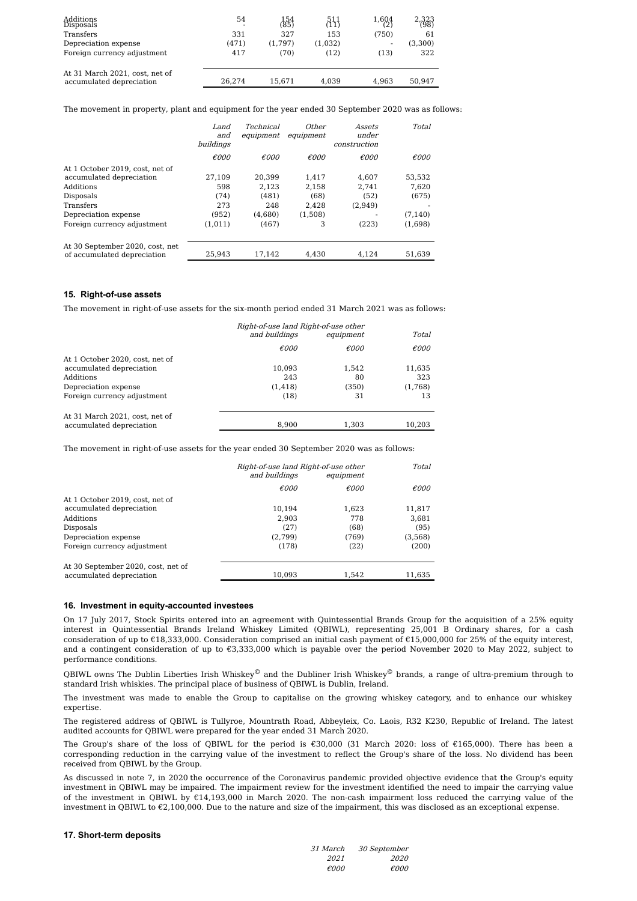| | | | | | |
|---|---|---|---|---|---|
| Additions | 54 | 154 | 511 | 1,604 | 2,323 |
| Disposals | - | (85) | (11) | (2) | (98) |
| Transfers | 331 | 327 | 153 | (750) | 61 |
| Depreciation expense | (471) | (1,797) | (1,032) | - | (3,300) |
| Foreign currency adjustment | 417 | (70) | (12) | (13) | 322 |
| At 31 March 2021, cost, net of accumulated depreciation | 26,274 | 15,671 | 4,039 | 4,963 | 50,947 |

The movement in property, plant and equipment for the year ended 30 September 2020 was as follows:

| | *Land and buildings* | *Technical equipment* | *Other equipment* | *Assets under construction* | *Total* |
|---|---|---|---|---|---|
| | *€000* | *€000* | *€000* | *€000* | *€000* |
| At 1 October 2019, cost, net of accumulated depreciation | 27,109 | 20,399 | 1,417 | 4,607 | 53,532 |
| Additions | 598 | 2,123 | 2,158 | 2,741 | 7,620 |
| Disposals | (74) | (481) | (68) | (52) | (675) |
| Transfers | 273 | 248 | 2,428 | (2,949) | - |
| Depreciation expense | (952) | (4,680) | (1,508) | - | (7,140) |
| Foreign currency adjustment | (1,011) | (467) | 3 | (223) | (1,698) |
| At 30 September 2020, cost, net of accumulated depreciation | 25,943 | 17,142 | 4,430 | 4,124 | 51,639 |

### 15. Right-of-use assets

The movement in right-of-use assets for the six-month period ended 31 March 2021 was as follows:

| | *Right-of-use land and buildings* | *Right-of-use other equipment* | *Total* |
|---|---|---|---|
| | *€000* | *€000* | *€000* |
| At 1 October 2020, cost, net of accumulated depreciation | 10,093 | 1,542 | 11,635 |
| Additions | 243 | 80 | 323 |
| Depreciation expense | (1,418) | (350) | (1,768) |
| Foreign currency adjustment | (18) | 31 | 13 |
| At 31 March 2021, cost, net of accumulated depreciation | 8,900 | 1,303 | 10,203 |

The movement in right-of-use assets for the year ended 30 September 2020 was as follows:

| | *Right-of-use land and buildings* | *Right-of-use other equipment* | *Total* |
|---|---|---|---|
| | *€000* | *€000* | *€000* |
| At 1 October 2019, cost, net of accumulated depreciation | 10,194 | 1,623 | 11,817 |
| Additions | 2,903 | 778 | 3,681 |
| Disposals | (27) | (68) | (95) |
| Depreciation expense | (2,799) | (769) | (3,568) |
| Foreign currency adjustment | (178) | (22) | (200) |
| At 30 September 2020, cost, net of accumulated depreciation | 10,093 | 1,542 | 11,635 |

### 16. Investment in equity-accounted investees

On 17 July 2017, Stock Spirits entered into an agreement with Quintessential Brands Group for the acquisition of a 25% equity interest in Quintessential Brands Ireland Whiskey Limited (QBIWL), representing 25,001 B Ordinary shares, for a cash consideration of up to €18,333,000. Consideration comprised an initial cash payment of €15,000,000 for 25% of the equity interest, and a contingent consideration of up to €3,333,000 which is payable over the period November 2020 to May 2022, subject to performance conditions.

QBIWL owns The Dublin Liberties Irish Whiskey© and the Dubliner Irish Whiskey© brands, a range of ultra-premium through to standard Irish whiskies. The principal place of business of QBIWL is Dublin, Ireland.

The investment was made to enable the Group to capitalise on the growing whiskey category, and to enhance our whiskey expertise.

The registered address of QBIWL is Tullyroe, Mountrath Road, Abbeyleix, Co. Laois, R32 K230, Republic of Ireland. The latest audited accounts for QBIWL were prepared for the year ended 31 March 2020.

The Group's share of the loss of QBIWL for the period is €30,000 (31 March 2020: loss of €165,000). There has been a corresponding reduction in the carrying value of the investment to reflect the Group's share of the loss. No dividend has been received from QBIWL by the Group.

As discussed in note 7, in 2020 the occurrence of the Coronavirus pandemic provided objective evidence that the Group's equity investment in QBIWL may be impaired. The impairment review for the investment identified the need to impair the carrying value of the investment in QBIWL by €14,193,000 in March 2020. The non-cash impairment loss reduced the carrying value of the investment in QBIWL to €2,100,000. Due to the nature and size of the impairment, this was disclosed as an exceptional expense.

### 17. Short-term deposits

| | *31 March 2021* | *30 September 2020* |
|---|---|---|
| | *€000* | *€000* |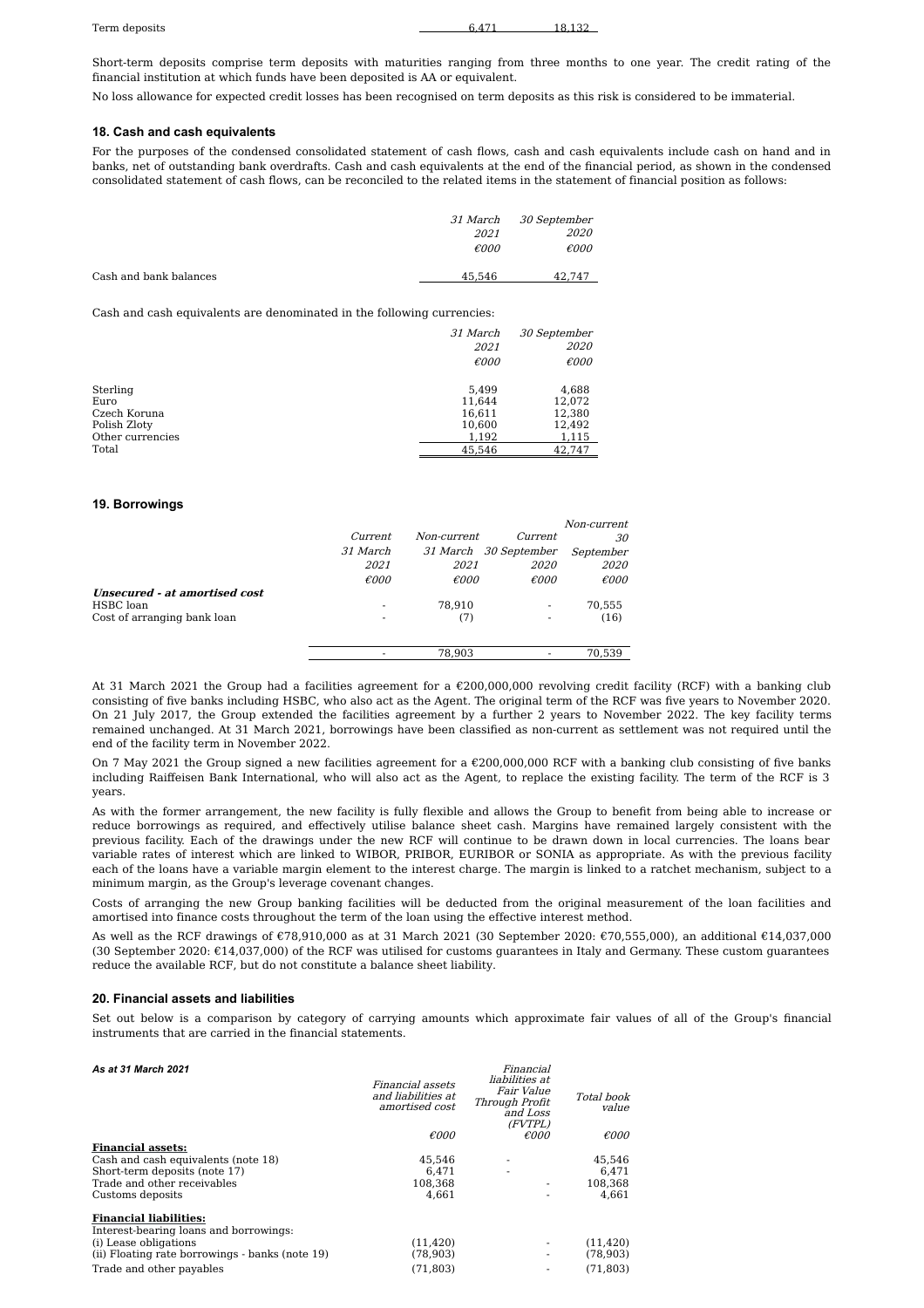| | | |
|---|---|---|
| Term deposits | 6,471 | 18,132 |

Short-term deposits comprise term deposits with maturities ranging from three months to one year. The credit rating of the financial institution at which funds have been deposited is AA or equivalent.

No loss allowance for expected credit losses has been recognised on term deposits as this risk is considered to be immaterial.

### 18. Cash and cash equivalents

For the purposes of the condensed consolidated statement of cash flows, cash and cash equivalents include cash on hand and in banks, net of outstanding bank overdrafts. Cash and cash equivalents at the end of the financial period, as shown in the condensed consolidated statement of cash flows, can be reconciled to the related items in the statement of financial position as follows:

| | *31 March 2021* | *30 September 2020* |
|---|---|---|
| | *€000* | *€000* |
| Cash and bank balances | 45,546 | 42,747 |

Cash and cash equivalents are denominated in the following currencies:

| | *31 March 2021* | *30 September 2020* |
|---|---|---|
| | *€000* | *€000* |
| Sterling | 5,499 | 4,688 |
| Euro | 11,644 | 12,072 |
| Czech Koruna | 16,611 | 12,380 |
| Polish Zloty | 10,600 | 12,492 |
| Other currencies | 1,192 | 1,115 |
| Total | 45,546 | 42,747 |

### 19. Borrowings

| | *Current 31 March 2021* | *Non-current 31 March 2021* | *Current 30 September 2020* | *Non-current 30 September 2020* |
|---|---|---|---|---|
| | *€000* | *€000* | *€000* | *€000* |
| ***Unsecured - at amortised cost*** | | | | |
| HSBC loan | - | 78,910 | - | 70,555 |
| Cost of arranging bank loan | - | (7) | - | (16) |
| | - | 78,903 | - | 70,539 |

At 31 March 2021 the Group had a facilities agreement for a €200,000,000 revolving credit facility (RCF) with a banking club consisting of five banks including HSBC, who also act as the Agent. The original term of the RCF was five years to November 2020. On 21 July 2017, the Group extended the facilities agreement by a further 2 years to November 2022. The key facility terms remained unchanged. At 31 March 2021, borrowings have been classified as non-current as settlement was not required until the end of the facility term in November 2022.

On 7 May 2021 the Group signed a new facilities agreement for a €200,000,000 RCF with a banking club consisting of five banks including Raiffeisen Bank International, who will also act as the Agent, to replace the existing facility. The term of the RCF is 3 years.

As with the former arrangement, the new facility is fully flexible and allows the Group to benefit from being able to increase or reduce borrowings as required, and effectively utilise balance sheet cash. Margins have remained largely consistent with the previous facility. Each of the drawings under the new RCF will continue to be drawn down in local currencies. The loans bear variable rates of interest which are linked to WIBOR, PRIBOR, EURIBOR or SONIA as appropriate. As with the previous facility each of the loans have a variable margin element to the interest charge. The margin is linked to a ratchet mechanism, subject to a minimum margin, as the Group's leverage covenant changes.

Costs of arranging the new Group banking facilities will be deducted from the original measurement of the loan facilities and amortised into finance costs throughout the term of the loan using the effective interest method.

As well as the RCF drawings of €78,910,000 as at 31 March 2021 (30 September 2020: €70,555,000), an additional €14,037,000 (30 September 2020: €14,037,000) of the RCF was utilised for customs guarantees in Italy and Germany. These custom guarantees reduce the available RCF, but do not constitute a balance sheet liability.

### 20. Financial assets and liabilities

Set out below is a comparison by category of carrying amounts which approximate fair values of all of the Group's financial instruments that are carried in the financial statements.

| ***As at 31 March 2021*** | *Financial assets and liabilities at amortised cost* | *Financial liabilities at Fair Value Through Profit and Loss (FVTPL)* | *Total book value* |
|---|---|---|---|
| | *€000* | *€000* | *€000* |
| **Financial assets:** | | | |
| Cash and cash equivalents (note 18) | 45,546 | - | 45,546 |
| Short-term deposits (note 17) | 6,471 | - | 6,471 |
| Trade and other receivables | 108,368 | - | 108,368 |
| Customs deposits | 4,661 | - | 4,661 |
| **Financial liabilities:** | | | |
| Interest-bearing loans and borrowings: | | | |
| (i) Lease obligations | (11,420) | - | (11,420) |
| (ii) Floating rate borrowings - banks (note 19) | (78,903) | - | (78,903) |
| Trade and other payables | (71,803) | - | (71,803) |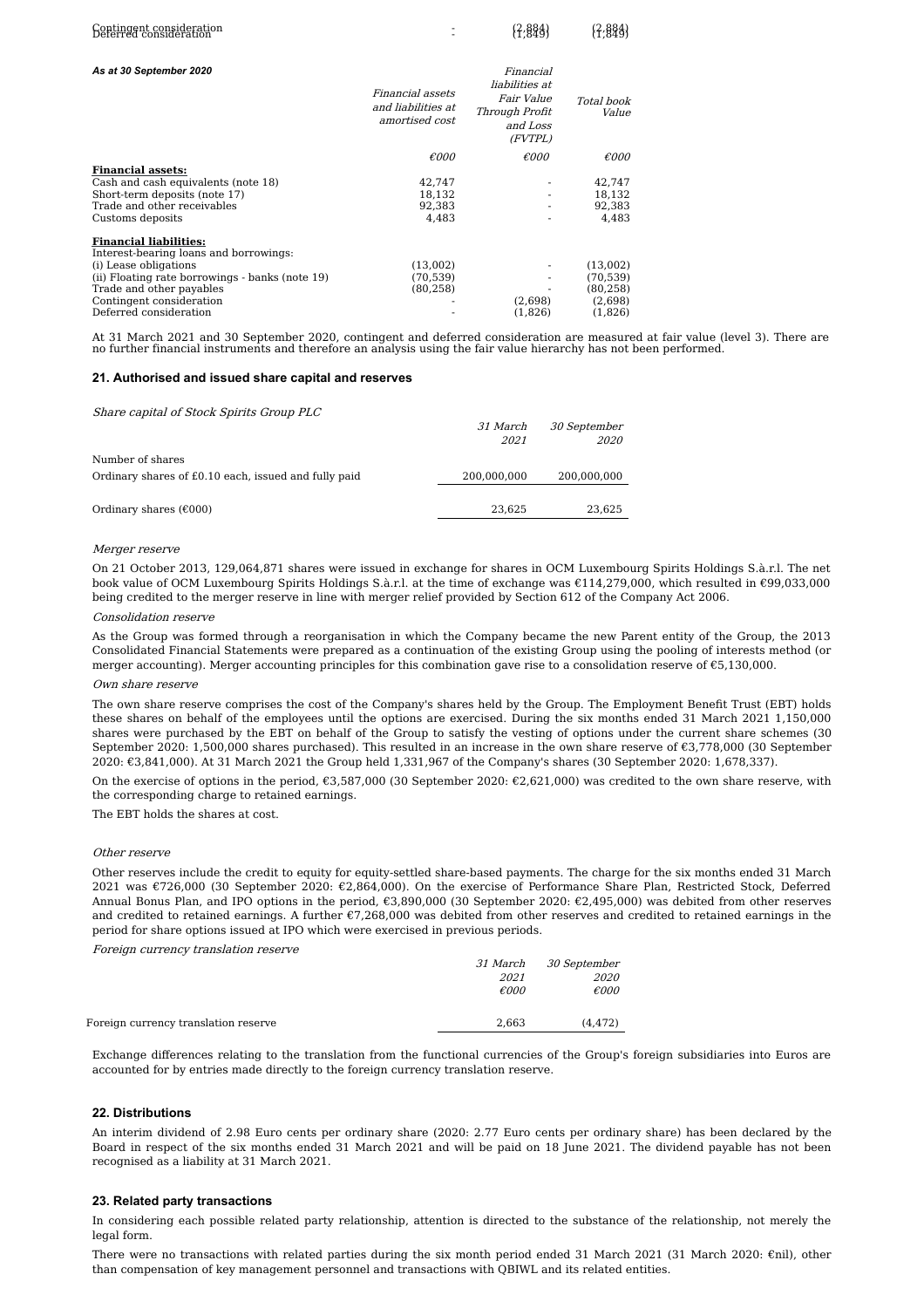| | | | |
|---|---|---|---|
| Contingent consideration | - | (2,884) | (2,884) |
| Deferred consideration | - | (1,849) | (1,849) |

***As at 30 September 2020***

| | *Financial assets and liabilities at amortised cost* | *Financial liabilities at Fair Value Through Profit and Loss (FVTPL)* | *Total book Value* |
|---|---|---|---|
| | *€000* | *€000* | *€000* |
| **Financial assets:** | | | |
| Cash and cash equivalents (note 18) | 42,747 | - | 42,747 |
| Short-term deposits (note 17) | 18,132 | - | 18,132 |
| Trade and other receivables | 92,383 | - | 92,383 |
| Customs deposits | 4,483 | - | 4,483 |
| **Financial liabilities:** | | | |
| Interest-bearing loans and borrowings: | | | |
| (i) Lease obligations | (13,002) | - | (13,002) |
| (ii) Floating rate borrowings - banks (note 19) | (70,539) | - | (70,539) |
| Trade and other payables | (80,258) | - | (80,258) |
| Contingent consideration | - | (2,698) | (2,698) |
| Deferred consideration | - | (1,826) | (1,826) |

At 31 March 2021 and 30 September 2020, contingent and deferred consideration are measured at fair value (level 3). There are no further financial instruments and therefore an analysis using the fair value hierarchy has not been performed.

## 21. Authorised and issued share capital and reserves

*Share capital of Stock Spirits Group PLC*

| | *31 March 2021* | *30 September 2020* |
|---|---|---|
| Number of shares | | |
| Ordinary shares of £0.10 each, issued and fully paid | 200,000,000 | 200,000,000 |
| Ordinary shares (€000) | 23,625 | 23,625 |

*Merger reserve*

On 21 October 2013, 129,064,871 shares were issued in exchange for shares in OCM Luxembourg Spirits Holdings S.à.r.l. The net book value of OCM Luxembourg Spirits Holdings S.à.r.l. at the time of exchange was €114,279,000, which resulted in €99,033,000 being credited to the merger reserve in line with merger relief provided by Section 612 of the Company Act 2006.

*Consolidation reserve*

As the Group was formed through a reorganisation in which the Company became the new Parent entity of the Group, the 2013 Consolidated Financial Statements were prepared as a continuation of the existing Group using the pooling of interests method (or merger accounting). Merger accounting principles for this combination gave rise to a consolidation reserve of €5,130,000.

*Own share reserve*

The own share reserve comprises the cost of the Company's shares held by the Group. The Employment Benefit Trust (EBT) holds these shares on behalf of the employees until the options are exercised. During the six months ended 31 March 2021 1,150,000 shares were purchased by the EBT on behalf of the Group to satisfy the vesting of options under the current share schemes (30 September 2020: 1,500,000 shares purchased). This resulted in an increase in the own share reserve of €3,778,000 (30 September 2020: €3,841,000). At 31 March 2021 the Group held 1,331,967 of the Company's shares (30 September 2020: 1,678,337).

On the exercise of options in the period, €3,587,000 (30 September 2020: €2,621,000) was credited to the own share reserve, with the corresponding charge to retained earnings.

The EBT holds the shares at cost.

*Other reserve*

Other reserves include the credit to equity for equity-settled share-based payments. The charge for the six months ended 31 March 2021 was €726,000 (30 September 2020: €2,864,000). On the exercise of Performance Share Plan, Restricted Stock, Deferred Annual Bonus Plan, and IPO options in the period, €3,890,000 (30 September 2020: €2,495,000) was debited from other reserves and credited to retained earnings. A further €7,268,000 was debited from other reserves and credited to retained earnings in the period for share options issued at IPO which were exercised in previous periods.

*Foreign currency translation reserve*

| | *31 March 2021* | *30 September 2020* |
|---|---|---|
| | *€000* | *€000* |
| Foreign currency translation reserve | 2,663 | (4,472) |

Exchange differences relating to the translation from the functional currencies of the Group's foreign subsidiaries into Euros are accounted for by entries made directly to the foreign currency translation reserve.

## 22. Distributions

An interim dividend of 2.98 Euro cents per ordinary share (2020: 2.77 Euro cents per ordinary share) has been declared by the Board in respect of the six months ended 31 March 2021 and will be paid on 18 June 2021. The dividend payable has not been recognised as a liability at 31 March 2021.

## 23. Related party transactions

In considering each possible related party relationship, attention is directed to the substance of the relationship, not merely the legal form.

There were no transactions with related parties during the six month period ended 31 March 2021 (31 March 2020: €nil), other than compensation of key management personnel and transactions with QBIWL and its related entities.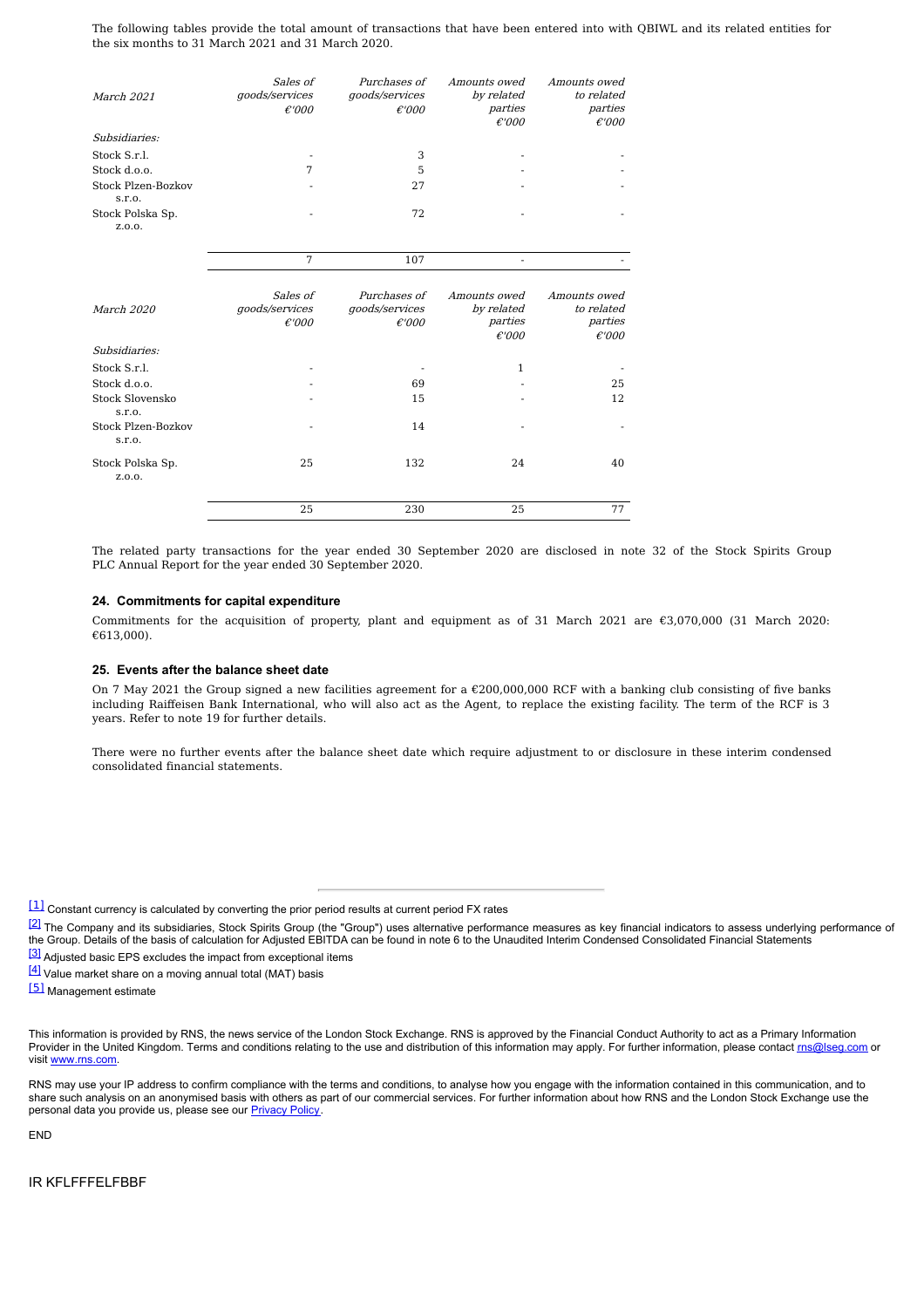The following tables provide the total amount of transactions that have been entered into with QBIWL and its related entities for the six months to 31 March 2021 and 31 March 2020.

| *March 2021* | *Sales of goods/services €'000* | *Purchases of goods/services €'000* | *Amounts owed by related parties €'000* | *Amounts owed to related parties €'000* |
|---|---|---|---|---|
| *Subsidiaries:* | | | | |
| Stock S.r.l. | - | 3 | - | - |
| Stock d.o.o. | 7 | 5 | - | - |
| Stock Plzen-Bozkov s.r.o. | - | 27 | - | - |
| Stock Polska Sp. z.o.o. | - | 72 | - | - |
| | 7 | 107 | - | - |

| *March 2020* | *Sales of goods/services €'000* | *Purchases of goods/services €'000* | *Amounts owed by related parties €'000* | *Amounts owed to related parties €'000* |
|---|---|---|---|---|
| *Subsidiaries:* | | | | |
| Stock S.r.l. | - | - | 1 | - |
| Stock d.o.o. | - | 69 | - | 25 |
| Stock Slovensko s.r.o. | - | 15 | - | 12 |
| Stock Plzen-Bozkov s.r.o. | - | 14 | - | - |
| Stock Polska Sp. z.o.o. | 25 | 132 | 24 | 40 |
| | 25 | 230 | 25 | 77 |

The related party transactions for the year ended 30 September 2020 are disclosed in note 32 of the Stock Spirits Group PLC Annual Report for the year ended 30 September 2020.

### 24. Commitments for capital expenditure

Commitments for the acquisition of property, plant and equipment as of 31 March 2021 are €3,070,000 (31 March 2020: €613,000).

### 25. Events after the balance sheet date

On 7 May 2021 the Group signed a new facilities agreement for a €200,000,000 RCF with a banking club consisting of five banks including Raiffeisen Bank International, who will also act as the Agent, to replace the existing facility. The term of the RCF is 3 years. Refer to note 19 for further details.

There were no further events after the balance sheet date which require adjustment to or disclosure in these interim condensed consolidated financial statements.

---

[1] Constant currency is calculated by converting the prior period results at current period FX rates

[2] The Company and its subsidiaries, Stock Spirits Group (the "Group") uses alternative performance measures as key financial indicators to assess underlying performance of the Group. Details of the basis of calculation for Adjusted EBITDA can be found in note 6 to the Unaudited Interim Condensed Consolidated Financial Statements

[3] Adjusted basic EPS excludes the impact from exceptional items

[4] Value market share on a moving annual total (MAT) basis

[5] Management estimate

This information is provided by RNS, the news service of the London Stock Exchange. RNS is approved by the Financial Conduct Authority to act as a Primary Information Provider in the United Kingdom. Terms and conditions relating to the use and distribution of this information may apply. For further information, please contact rns@lseg.com or visit www.rns.com.

RNS may use your IP address to confirm compliance with the terms and conditions, to analyse how you engage with the information contained in this communication, and to share such analysis on an anonymised basis with others as part of our commercial services. For further information about how RNS and the London Stock Exchange use the personal data you provide us, please see our Privacy Policy.

END

IR KFLFFFELFBBF